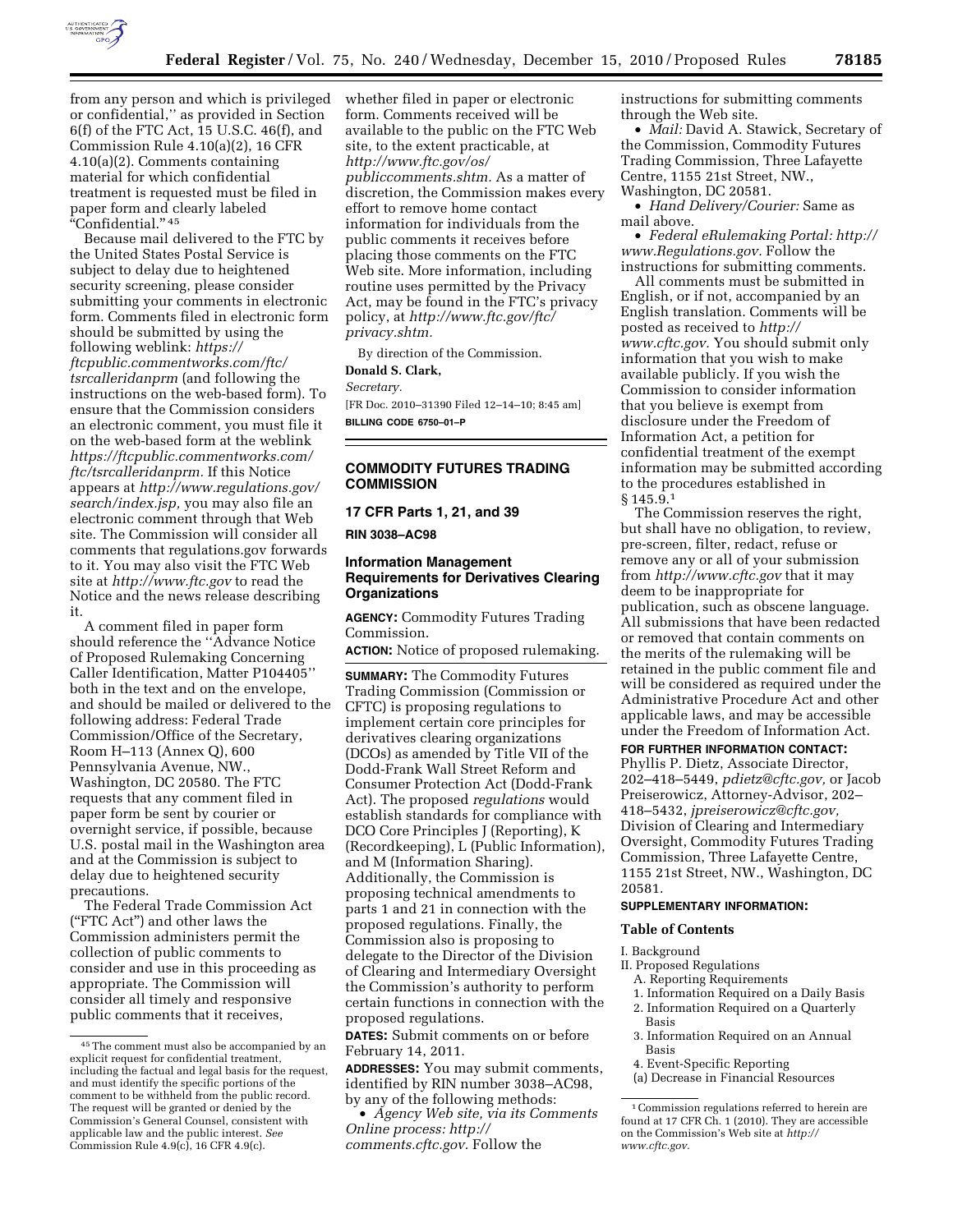from any person and which is privileged or confidential,'' as provided in Section 6(f) of the FTC Act, 15 U.S.C. 46(f), and Commission Rule 4.10(a)(2), 16 CFR 4.10(a)(2). Comments containing material for which confidential treatment is requested must be filed in paper form and clearly labeled "Confidential." [45]

Because mail delivered to the FTC by the United States Postal Service is subject to delay due to heightened security screening, please consider submitting your comments in electronic form. Comments filed in electronic form should be submitted by using the following weblink: *https://ftcpublic.commentworks.com/ftc/tsrcalleridanprm* (and following the instructions on the web-based form). To ensure that the Commission considers an electronic comment, you must file it on the web-based form at the weblink *https://ftcpublic.commentworks.com/ftc/tsrcalleridanprm.* If this Notice appears at *http://www.regulations.gov/search/index.jsp,* you may also file an electronic comment through that Web site. The Commission will consider all comments that regulations.gov forwards to it. You may also visit the FTC Web site at *http://www.ftc.gov* to read the Notice and the news release describing it.

A comment filed in paper form should reference the ''Advance Notice of Proposed Rulemaking Concerning Caller Identification, Matter P104405'' both in the text and on the envelope, and should be mailed or delivered to the following address: Federal Trade Commission/Office of the Secretary, Room H–113 (Annex Q), 600 Pennsylvania Avenue, NW., Washington, DC 20580. The FTC requests that any comment filed in paper form be sent by courier or overnight service, if possible, because U.S. postal mail in the Washington area and at the Commission is subject to delay due to heightened security precautions.

The Federal Trade Commission Act (''FTC Act'') and other laws the Commission administers permit the collection of public comments to consider and use in this proceeding as appropriate. The Commission will consider all timely and responsive public comments that it receives, whether filed in paper or electronic form. Comments received will be available to the public on the FTC Web site, to the extent practicable, at *http://www.ftc.gov/os/publiccomments.shtm.* As a matter of discretion, the Commission makes every effort to remove home contact information for individuals from the public comments it receives before placing those comments on the FTC Web site. More information, including routine uses permitted by the Privacy Act, may be found in the FTC's privacy policy, at *http://www.ftc.gov/ftc/privacy.shtm.*

By direction of the Commission.

**Donald S. Clark,**

*Secretary.*

[FR Doc. 2010–31390 Filed 12–14–10; 8:45 am]

**BILLING CODE 6750–01–P**

[45] The comment must also be accompanied by an explicit request for confidential treatment, including the factual and legal basis for the request, and must identify the specific portions of the comment to be withheld from the public record. The request will be granted or denied by the Commission's General Counsel, consistent with applicable law and the public interest. *See* Commission Rule 4.9(c), 16 CFR 4.9(c).

## COMMODITY FUTURES TRADING COMMISSION

**17 CFR Parts 1, 21, and 39**

**RIN 3038–AC98**

### Information Management Requirements for Derivatives Clearing Organizations

**AGENCY:** Commodity Futures Trading Commission.

**ACTION:** Notice of proposed rulemaking.

**SUMMARY:** The Commodity Futures Trading Commission (Commission or CFTC) is proposing regulations to implement certain core principles for derivatives clearing organizations (DCOs) as amended by Title VII of the Dodd-Frank Wall Street Reform and Consumer Protection Act (Dodd-Frank Act). The proposed *regulations* would establish standards for compliance with DCO Core Principles J (Reporting), K (Recordkeeping), L (Public Information), and M (Information Sharing). Additionally, the Commission is proposing technical amendments to parts 1 and 21 in connection with the proposed regulations. Finally, the Commission also is proposing to delegate to the Director of the Division of Clearing and Intermediary Oversight the Commission's authority to perform certain functions in connection with the proposed regulations.

**DATES:** Submit comments on or before February 14, 2011.

**ADDRESSES:** You may submit comments, identified by RIN number 3038–AC98, by any of the following methods:

- *Agency Web site, via its Comments Online process: http://comments.cftc.gov.* Follow the instructions for submitting comments through the Web site.
- *Mail:* David A. Stawick, Secretary of the Commission, Commodity Futures Trading Commission, Three Lafayette Centre, 1155 21st Street, NW., Washington, DC 20581.
- *Hand Delivery/Courier:* Same as mail above.
- *Federal eRulemaking Portal: http://www.Regulations.gov.* Follow the instructions for submitting comments.

All comments must be submitted in English, or if not, accompanied by an English translation. Comments will be posted as received to *http://www.cftc.gov.* You should submit only information that you wish to make available publicly. If you wish the Commission to consider information that you believe is exempt from disclosure under the Freedom of Information Act, a petition for confidential treatment of the exempt information may be submitted according to the procedures established in § 145.9.[1]

The Commission reserves the right, but shall have no obligation, to review, pre-screen, filter, redact, refuse or remove any or all of your submission from *http://www.cftc.gov* that it may deem to be inappropriate for publication, such as obscene language. All submissions that have been redacted or removed that contain comments on the merits of the rulemaking will be retained in the public comment file and will be considered as required under the Administrative Procedure Act and other applicable laws, and may be accessible under the Freedom of Information Act.

**FOR FURTHER INFORMATION CONTACT:** Phyllis P. Dietz, Associate Director, 202–418–5449, *pdietz@cftc.gov,* or Jacob Preiserowicz, Attorney-Advisor, 202–418–5432, *jpreiserowicz@cftc.gov,* Division of Clearing and Intermediary Oversight, Commodity Futures Trading Commission, Three Lafayette Centre, 1155 21st Street, NW., Washington, DC 20581.

**SUPPLEMENTARY INFORMATION:**

**Table of Contents**

I. Background
II. Proposed Regulations
  A. Reporting Requirements
  1. Information Required on a Daily Basis
  2. Information Required on a Quarterly Basis
  3. Information Required on an Annual Basis
  4. Event-Specific Reporting
  (a) Decrease in Financial Resources

[1] Commission regulations referred to herein are found at 17 CFR Ch. 1 (2010). They are accessible on the Commission's Web site at *http://www.cftc.gov.*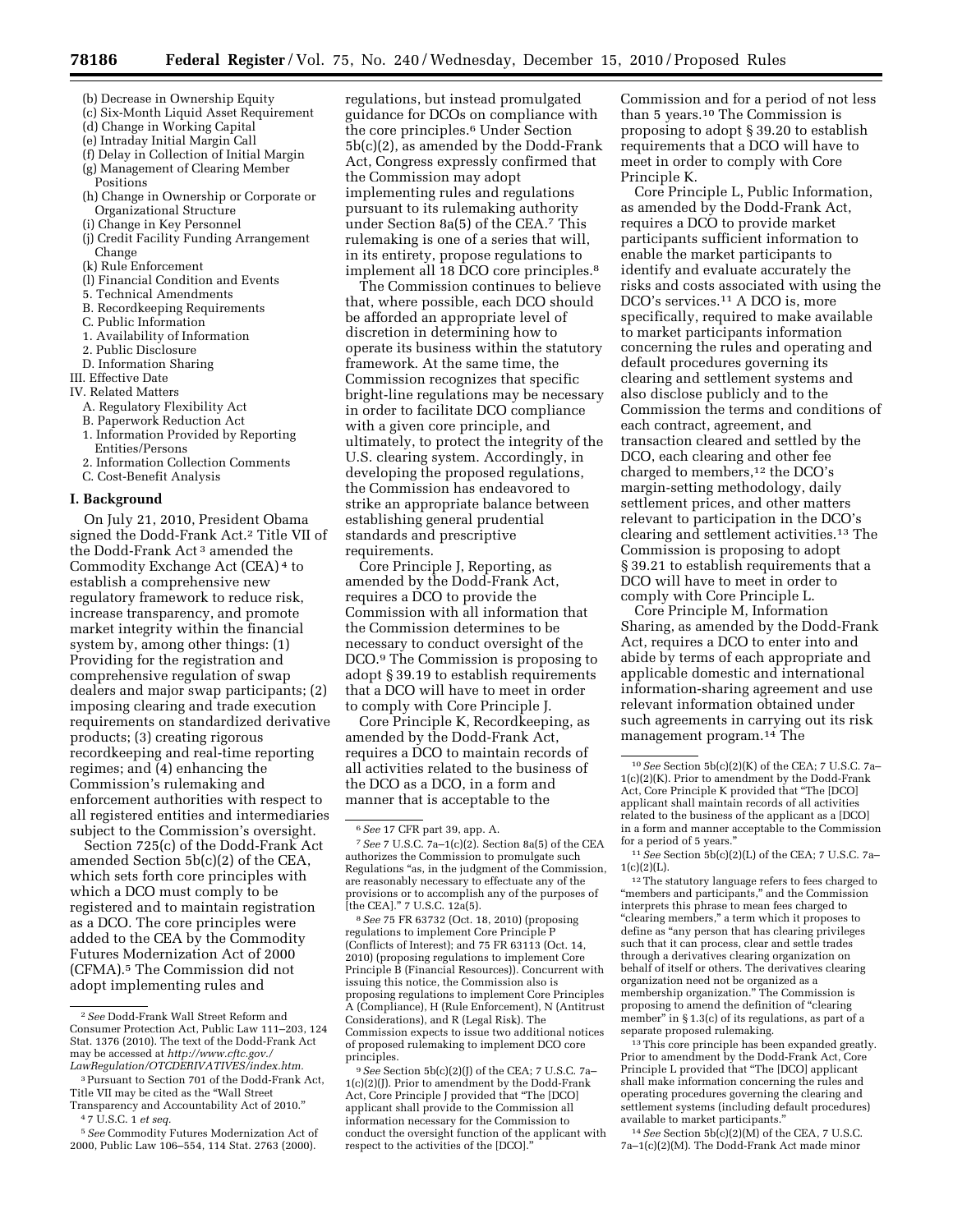(b) Decrease in Ownership Equity
(c) Six-Month Liquid Asset Requirement
(d) Change in Working Capital
(e) Intraday Initial Margin Call
(f) Delay in Collection of Initial Margin
(g) Management of Clearing Member Positions
(h) Change in Ownership or Corporate or Organizational Structure
(i) Change in Key Personnel
(j) Credit Facility Funding Arrangement Change
(k) Rule Enforcement
(l) Financial Condition and Events
5. Technical Amendments
B. Recordkeeping Requirements
C. Public Information
1. Availability of Information
2. Public Disclosure
D. Information Sharing
III. Effective Date
IV. Related Matters
A. Regulatory Flexibility Act
B. Paperwork Reduction Act
1. Information Provided by Reporting Entities/Persons
2. Information Collection Comments
C. Cost-Benefit Analysis

## I. Background

On July 21, 2010, President Obama signed the Dodd-Frank Act.[2] Title VII of the Dodd-Frank Act[3] amended the Commodity Exchange Act (CEA)[4] to establish a comprehensive new regulatory framework to reduce risk, increase transparency, and promote market integrity within the financial system by, among other things: (1) Providing for the registration and comprehensive regulation of swap dealers and major swap participants; (2) imposing clearing and trade execution requirements on standardized derivative products; (3) creating rigorous recordkeeping and real-time reporting regimes; and (4) enhancing the Commission's rulemaking and enforcement authorities with respect to all registered entities and intermediaries subject to the Commission's oversight.

Section 725(c) of the Dodd-Frank Act amended Section 5b(c)(2) of the CEA, which sets forth core principles with which a DCO must comply to be registered and to maintain registration as a DCO. The core principles were added to the CEA by the Commodity Futures Modernization Act of 2000 (CFMA).[5] The Commission did not adopt implementing rules and regulations, but instead promulgated guidance for DCOs on compliance with the core principles.[6] Under Section 5b(c)(2), as amended by the Dodd-Frank Act, Congress expressly confirmed that the Commission may adopt implementing rules and regulations pursuant to its rulemaking authority under Section 8a(5) of the CEA.[7] This rulemaking is one of a series that will, in its entirety, propose regulations to implement all 18 DCO core principles.[8]

The Commission continues to believe that, where possible, each DCO should be afforded an appropriate level of discretion in determining how to operate its business within the statutory framework. At the same time, the Commission recognizes that specific bright-line regulations may be necessary in order to facilitate DCO compliance with a given core principle, and ultimately, to protect the integrity of the U.S. clearing system. Accordingly, in developing the proposed regulations, the Commission has endeavored to strike an appropriate balance between establishing general prudential standards and prescriptive requirements.

Core Principle J, Reporting, as amended by the Dodd-Frank Act, requires a DCO to provide the Commission with all information that the Commission determines to be necessary to conduct oversight of the DCO.[9] The Commission is proposing to adopt § 39.19 to establish requirements that a DCO will have to meet in order to comply with Core Principle J.

Core Principle K, Recordkeeping, as amended by the Dodd-Frank Act, requires a DCO to maintain records of all activities related to the business of the DCO as a DCO, in a form and manner that is acceptable to the Commission and for a period of not less than 5 years.[10] The Commission is proposing to adopt § 39.20 to establish requirements that a DCO will have to meet in order to comply with Core Principle K.

Core Principle L, Public Information, as amended by the Dodd-Frank Act, requires a DCO to provide market participants sufficient information to enable the market participants to identify and evaluate accurately the risks and costs associated with using the DCO's services.[11] A DCO is, more specifically, required to make available to market participants information concerning the rules and operating and default procedures governing its clearing and settlement systems and also disclose publicly and to the Commission the terms and conditions of each contract, agreement, and transaction cleared and settled by the DCO, each clearing and other fee charged to members,[12] the DCO's margin-setting methodology, daily settlement prices, and other matters relevant to participation in the DCO's clearing and settlement activities.[13] The Commission is proposing to adopt § 39.21 to establish requirements that a DCO will have to meet in order to comply with Core Principle L.

Core Principle M, Information Sharing, as amended by the Dodd-Frank Act, requires a DCO to enter into and abide by terms of each appropriate and applicable domestic and international information-sharing agreement and use relevant information obtained under such agreements in carrying out its risk management program.[14] The

---

[2] *See* Dodd-Frank Wall Street Reform and Consumer Protection Act, Public Law 111–203, 124 Stat. 1376 (2010). The text of the Dodd-Frank Act may be accessed at *http://www.cftc.gov./LawRegulation/OTCDERIVATIVES/index.htm*.

[3] Pursuant to Section 701 of the Dodd-Frank Act, Title VII may be cited as the "Wall Street Transparency and Accountability Act of 2010."

[4] 7 U.S.C. 1 *et seq.*

[5] *See* Commodity Futures Modernization Act of 2000, Public Law 106–554, 114 Stat. 2763 (2000).

[6] *See* 17 CFR part 39, app. A.

[7] *See* 7 U.S.C. 7a–1(c)(2). Section 8a(5) of the CEA authorizes the Commission to promulgate such Regulations "as, in the judgment of the Commission, are reasonably necessary to effectuate any of the provisions or to accomplish any of the purposes of [the CEA]." 7 U.S.C. 12a(5).

[8] *See* 75 FR 63732 (Oct. 18, 2010) (proposing regulations to implement Core Principle P (Conflicts of Interest); and 75 FR 63113 (Oct. 14, 2010) (proposing regulations to implement Core Principle B (Financial Resources)). Concurrent with issuing this notice, the Commission also is proposing regulations to implement Core Principles A (Compliance), H (Rule Enforcement), N (Antitrust Considerations), and R (Legal Risk). The Commission expects to issue two additional notices of proposed rulemaking to implement DCO core principles.

[9] *See* Section 5b(c)(2)(J) of the CEA; 7 U.S.C. 7a–1(c)(2)(J). Prior to amendment by the Dodd-Frank Act, Core Principle J provided that "The [DCO] applicant shall provide to the Commission all information necessary for the Commission to conduct the oversight function of the applicant with respect to the activities of the [DCO]."

[10] *See* Section 5b(c)(2)(K) of the CEA; 7 U.S.C. 7a–1(c)(2)(K). Prior to amendment by the Dodd-Frank Act, Core Principle K provided that "The [DCO] applicant shall maintain records of all activities related to the business of the applicant as a [DCO] in a form and manner acceptable to the Commission for a period of 5 years."

[11] *See* Section 5b(c)(2)(L) of the CEA; 7 U.S.C. 7a–1(c)(2)(L).

[12] The statutory language refers to fees charged to "members and participants," and the Commission interprets this phrase to mean fees charged to "clearing members," a term which it proposes to define as "any person that has clearing privileges such that it can process, clear and settle trades through a derivatives clearing organization on behalf of itself or others. The derivatives clearing organization need not be organized as a membership organization." The Commission is proposing to amend the definition of "clearing member" in § 1.3(c) of its regulations, as part of a separate proposed rulemaking.

[13] This core principle has been expanded greatly. Prior to amendment by the Dodd-Frank Act, Core Principle L provided that "The [DCO] applicant shall make information concerning the rules and operating procedures governing the clearing and settlement systems (including default procedures) available to market participants."

[14] *See* Section 5b(c)(2)(M) of the CEA, 7 U.S.C. 7a–1(c)(2)(M). The Dodd-Frank Act made minor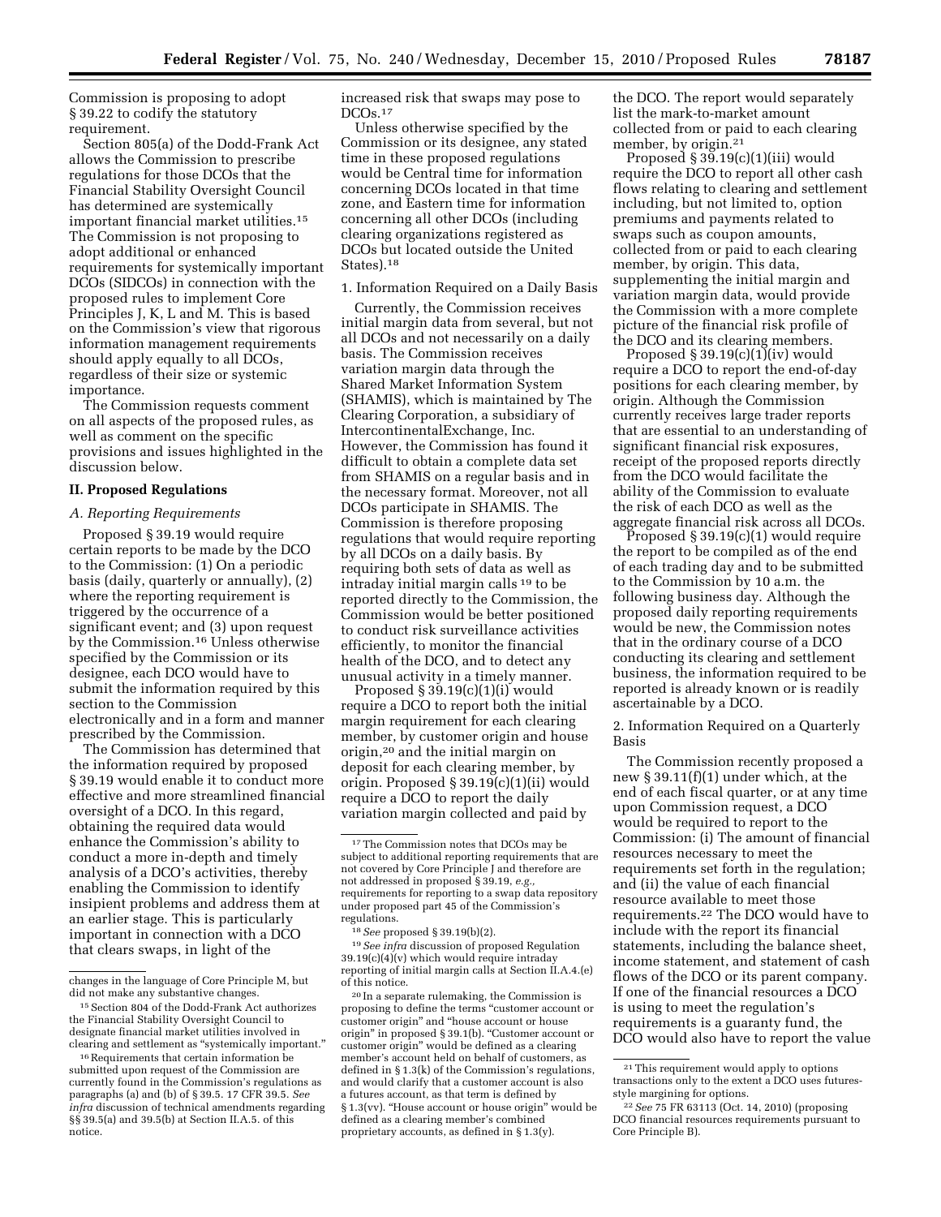Commission is proposing to adopt § 39.22 to codify the statutory requirement.

Section 805(a) of the Dodd-Frank Act allows the Commission to prescribe regulations for those DCOs that the Financial Stability Oversight Council has determined are systemically important financial market utilities.[15] The Commission is not proposing to adopt additional or enhanced requirements for systemically important DCOs (SIDCOs) in connection with the proposed rules to implement Core Principles J, K, L and M. This is based on the Commission's view that rigorous information management requirements should apply equally to all DCOs, regardless of their size or systemic importance.

The Commission requests comment on all aspects of the proposed rules, as well as comment on the specific provisions and issues highlighted in the discussion below.

## II. Proposed Regulations

### *A. Reporting Requirements*

Proposed § 39.19 would require certain reports to be made by the DCO to the Commission: (1) On a periodic basis (daily, quarterly or annually), (2) where the reporting requirement is triggered by the occurrence of a significant event; and (3) upon request by the Commission.[16] Unless otherwise specified by the Commission or its designee, each DCO would have to submit the information required by this section to the Commission electronically and in a form and manner prescribed by the Commission.

The Commission has determined that the information required by proposed § 39.19 would enable it to conduct more effective and more streamlined financial oversight of a DCO. In this regard, obtaining the required data would enhance the Commission's ability to conduct a more in-depth and timely analysis of a DCO's activities, thereby enabling the Commission to identify insipient problems and address them at an earlier stage. This is particularly important in connection with a DCO that clears swaps, in light of the increased risk that swaps may pose to DCOs.[17]

Unless otherwise specified by the Commission or its designee, any stated time in these proposed regulations would be Central time for information concerning DCOs located in that time zone, and Eastern time for information concerning all other DCOs (including clearing organizations registered as DCOs but located outside the United States).[18]

1. Information Required on a Daily Basis

Currently, the Commission receives initial margin data from several, but not all DCOs and not necessarily on a daily basis. The Commission receives variation margin data through the Shared Market Information System (SHAMIS), which is maintained by The Clearing Corporation, a subsidiary of IntercontinentalExchange, Inc. However, the Commission has found it difficult to obtain a complete data set from SHAMIS on a regular basis and in the necessary format. Moreover, not all DCOs participate in SHAMIS. The Commission is therefore proposing regulations that would require reporting by all DCOs on a daily basis. By requiring both sets of data as well as intraday initial margin calls [19] to be reported directly to the Commission, the Commission would be better positioned to conduct risk surveillance activities efficiently, to monitor the financial health of the DCO, and to detect any unusual activity in a timely manner.

Proposed § 39.19(c)(1)(i) would require a DCO to report both the initial margin requirement for each clearing member, by customer origin and house origin,[20] and the initial margin on deposit for each clearing member, by origin. Proposed § 39.19(c)(1)(ii) would require a DCO to report the daily variation margin collected and paid by the DCO. The report would separately list the mark-to-market amount collected from or paid to each clearing member, by origin.[21]

Proposed § 39.19(c)(1)(iii) would require the DCO to report all other cash flows relating to clearing and settlement including, but not limited to, option premiums and payments related to swaps such as coupon amounts, collected from or paid to each clearing member, by origin. This data, supplementing the initial margin and variation margin data, would provide the Commission with a more complete picture of the financial risk profile of the DCO and its clearing members.

Proposed § 39.19(c)(1)(iv) would require a DCO to report the end-of-day positions for each clearing member, by origin. Although the Commission currently receives large trader reports that are essential to an understanding of significant financial risk exposures, receipt of the proposed reports directly from the DCO would facilitate the ability of the Commission to evaluate the risk of each DCO as well as the aggregate financial risk across all DCOs.

Proposed § 39.19(c)(1) would require the report to be compiled as of the end of each trading day and to be submitted to the Commission by 10 a.m. the following business day. Although the proposed daily reporting requirements would be new, the Commission notes that in the ordinary course of a DCO conducting its clearing and settlement business, the information required to be reported is already known or is readily ascertainable by a DCO.

2. Information Required on a Quarterly Basis

The Commission recently proposed a new § 39.11(f)(1) under which, at the end of each fiscal quarter, or at any time upon Commission request, a DCO would be required to report to the Commission: (i) The amount of financial resources necessary to meet the requirements set forth in the regulation; and (ii) the value of each financial resource available to meet those requirements.[22] The DCO would have to include with the report its financial statements, including the balance sheet, income statement, and statement of cash flows of the DCO or its parent company. If one of the financial resources a DCO is using to meet the regulation's requirements is a guaranty fund, the DCO would also have to report the value

---

changes in the language of Core Principle M, but did not make any substantive changes.

[15] Section 804 of the Dodd-Frank Act authorizes the Financial Stability Oversight Council to designate financial market utilities involved in clearing and settlement as "systemically important."

[16] Requirements that certain information be submitted upon request of the Commission are currently found in the Commission's regulations as paragraphs (a) and (b) of § 39.5. 17 CFR 39.5. *See infra* discussion of technical amendments regarding §§ 39.5(a) and 39.5(b) at Section II.A.5. of this notice.

[17] The Commission notes that DCOs may be subject to additional reporting requirements that are not covered by Core Principle J and therefore are not addressed in proposed § 39.19, *e.g.*, requirements for reporting to a swap data repository under proposed part 45 of the Commission's regulations.

[18] *See* proposed § 39.19(b)(2).

[19] *See infra* discussion of proposed Regulation 39.19(c)(4)(v) which would require intraday reporting of initial margin calls at Section II.A.4.(e) of this notice.

[20] In a separate rulemaking, the Commission is proposing to define the terms "customer account or customer origin" and "house account or house origin" in proposed § 39.1(b). "Customer account or customer origin" would be defined as a clearing member's account held on behalf of customers, as defined in § 1.3(k) of the Commission's regulations, and would clarify that a customer account is also a futures account, as that term is defined by § 1.3(vv). "House account or house origin" would be defined as a clearing member's combined proprietary accounts, as defined in § 1.3(y).

[21] This requirement would apply to options transactions only to the extent a DCO uses futures-style margining for options.

[22] *See* 75 FR 63113 (Oct. 14, 2010) (proposing DCO financial resources requirements pursuant to Core Principle B).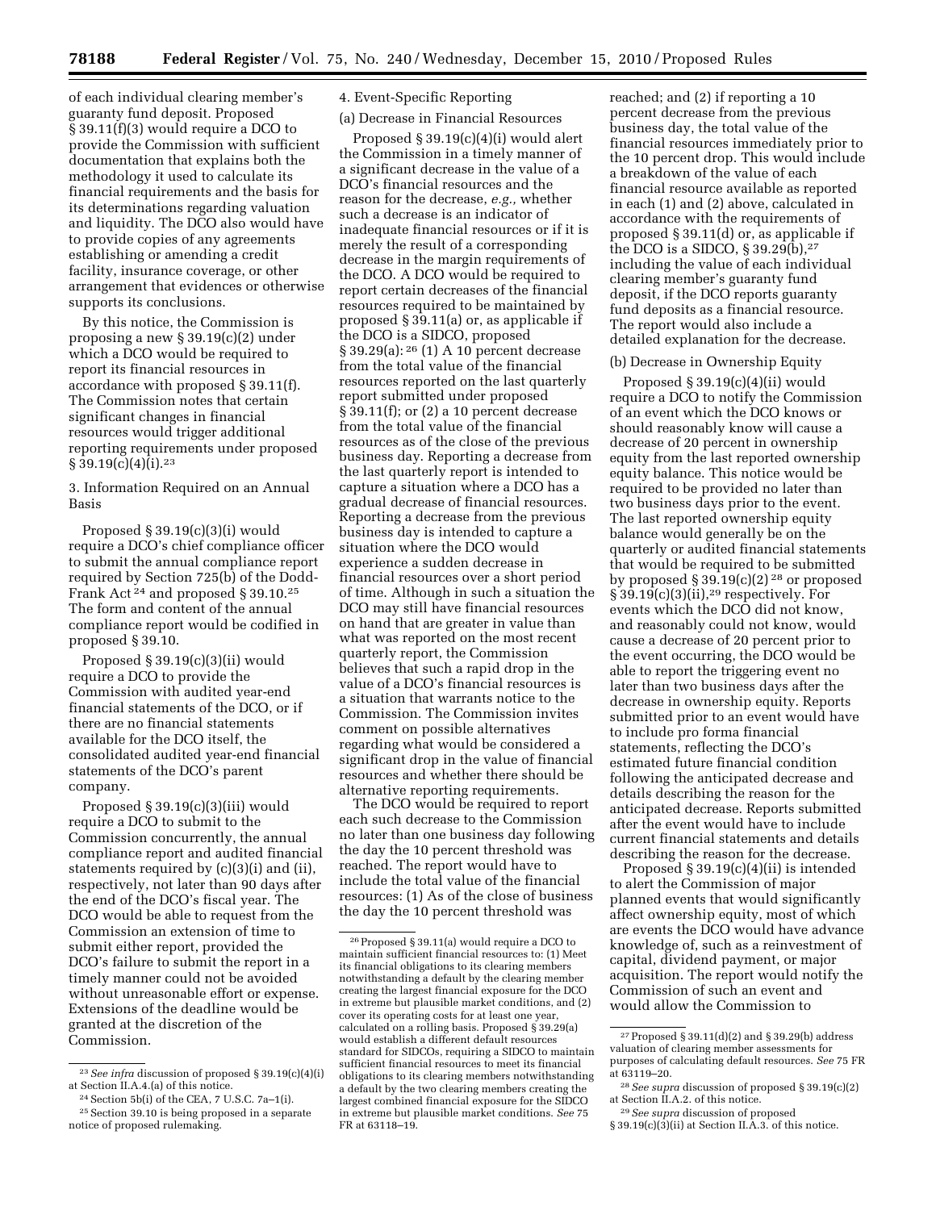of each individual clearing member's guaranty fund deposit. Proposed § 39.11(f)(3) would require a DCO to provide the Commission with sufficient documentation that explains both the methodology it used to calculate its financial requirements and the basis for its determinations regarding valuation and liquidity. The DCO also would have to provide copies of any agreements establishing or amending a credit facility, insurance coverage, or other arrangement that evidences or otherwise supports its conclusions.

By this notice, the Commission is proposing a new § 39.19(c)(2) under which a DCO would be required to report its financial resources in accordance with proposed § 39.11(f). The Commission notes that certain significant changes in financial resources would trigger additional reporting requirements under proposed § 39.19(c)(4)(i).[23]

3. Information Required on an Annual Basis

Proposed § 39.19(c)(3)(i) would require a DCO's chief compliance officer to submit the annual compliance report required by Section 725(b) of the Dodd-Frank Act [24] and proposed § 39.10.[25] The form and content of the annual compliance report would be codified in proposed § 39.10.

Proposed § 39.19(c)(3)(ii) would require a DCO to provide the Commission with audited year-end financial statements of the DCO, or if there are no financial statements available for the DCO itself, the consolidated audited year-end financial statements of the DCO's parent company.

Proposed § 39.19(c)(3)(iii) would require a DCO to submit to the Commission concurrently, the annual compliance report and audited financial statements required by (c)(3)(i) and (ii), respectively, not later than 90 days after the end of the DCO's fiscal year. The DCO would be able to request from the Commission an extension of time to submit either report, provided the DCO's failure to submit the report in a timely manner could not be avoided without unreasonable effort or expense. Extensions of the deadline would be granted at the discretion of the Commission.

4. Event-Specific Reporting

(a) Decrease in Financial Resources

Proposed § 39.19(c)(4)(i) would alert the Commission in a timely manner of a significant decrease in the value of a DCO's financial resources and the reason for the decrease, *e.g.,* whether such a decrease is an indicator of inadequate financial resources or if it is merely the result of a corresponding decrease in the margin requirements of the DCO. A DCO would be required to report certain decreases of the financial resources required to be maintained by proposed § 39.11(a) or, as applicable if the DCO is a SIDCO, proposed § 39.29(a): [26] (1) A 10 percent decrease from the total value of the financial resources reported on the last quarterly report submitted under proposed § 39.11(f); or (2) a 10 percent decrease from the total value of the financial resources as of the close of the previous business day. Reporting a decrease from the last quarterly report is intended to capture a situation where a DCO has a gradual decrease of financial resources. Reporting a decrease from the previous business day is intended to capture a situation where the DCO would experience a sudden decrease in financial resources over a short period of time. Although in such a situation the DCO may still have financial resources on hand that are greater in value than what was reported on the most recent quarterly report, the Commission believes that such a rapid drop in the value of a DCO's financial resources is a situation that warrants notice to the Commission. The Commission invites comment on possible alternatives regarding what would be considered a significant drop in the value of financial resources and whether there should be alternative reporting requirements.

The DCO would be required to report each such decrease to the Commission no later than one business day following the day the 10 percent threshold was reached. The report would have to include the total value of the financial resources: (1) As of the close of business the day the 10 percent threshold was reached; and (2) if reporting a 10 percent decrease from the previous business day, the total value of the financial resources immediately prior to the 10 percent drop. This would include a breakdown of the value of each financial resource available as reported in each (1) and (2) above, calculated in accordance with the requirements of proposed § 39.11(d) or, as applicable if the DCO is a SIDCO, § 39.29(b),[27] including the value of each individual clearing member's guaranty fund deposit, if the DCO reports guaranty fund deposits as a financial resource. The report would also include a detailed explanation for the decrease.

(b) Decrease in Ownership Equity

Proposed § 39.19(c)(4)(ii) would require a DCO to notify the Commission of an event which the DCO knows or should reasonably know will cause a decrease of 20 percent in ownership equity from the last reported ownership equity balance. This notice would be required to be provided no later than two business days prior to the event. The last reported ownership equity balance would generally be on the quarterly or audited financial statements that would be required to be submitted by proposed § 39.19(c)(2) [28] or proposed § 39.19(c)(3)(ii),[29] respectively. For events which the DCO did not know, and reasonably could not know, would cause a decrease of 20 percent prior to the event occurring, the DCO would be able to report the triggering event no later than two business days after the decrease in ownership equity. Reports submitted prior to an event would have to include pro forma financial statements, reflecting the DCO's estimated future financial condition following the anticipated decrease and details describing the reason for the anticipated decrease. Reports submitted after the event would have to include current financial statements and details describing the reason for the decrease.

Proposed § 39.19(c)(4)(ii) is intended to alert the Commission of major planned events that would significantly affect ownership equity, most of which are events the DCO would have advance knowledge of, such as a reinvestment of capital, dividend payment, or major acquisition. The report would notify the Commission of such an event and would allow the Commission to

---

[23] *See infra* discussion of proposed § 39.19(c)(4)(i) at Section II.A.4.(a) of this notice.

[24] Section 5b(i) of the CEA, 7 U.S.C. 7a–1(i).

[25] Section 39.10 is being proposed in a separate notice of proposed rulemaking.

[26] Proposed § 39.11(a) would require a DCO to maintain sufficient financial resources to: (1) Meet its financial obligations to its clearing members notwithstanding a default by the clearing member creating the largest financial exposure for the DCO in extreme but plausible market conditions, and (2) cover its operating costs for at least one year, calculated on a rolling basis. Proposed § 39.29(a) would establish a different default resources standard for SIDCOs, requiring a SIDCO to maintain sufficient financial resources to meet its financial obligations to its clearing members notwithstanding a default by the two clearing members creating the largest combined financial exposure for the SIDCO in extreme but plausible market conditions. *See* 75 FR at 63118–19.

[27] Proposed § 39.11(d)(2) and § 39.29(b) address valuation of clearing member assessments for purposes of calculating default resources. *See* 75 FR at 63119–20.

[28] *See supra* discussion of proposed § 39.19(c)(2) at Section II.A.2. of this notice.

[29] *See supra* discussion of proposed § 39.19(c)(3)(ii) at Section II.A.3. of this notice.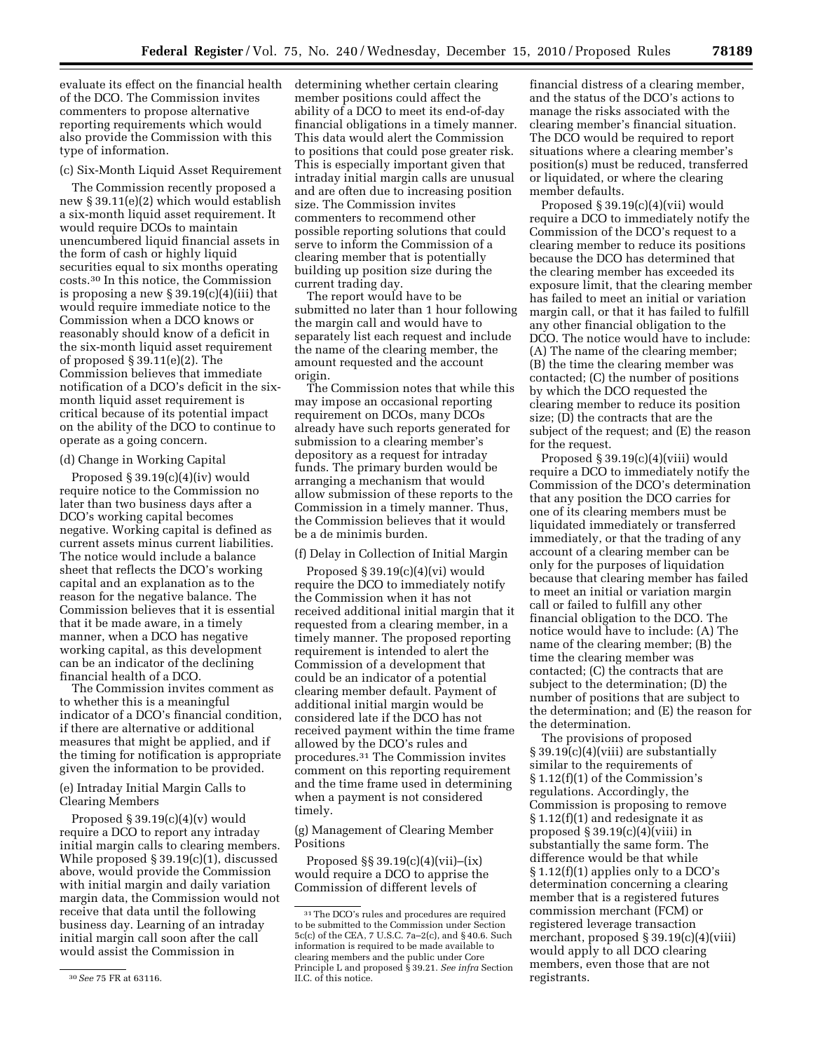evaluate its effect on the financial health of the DCO. The Commission invites commenters to propose alternative reporting requirements which would also provide the Commission with this type of information.

(c) Six-Month Liquid Asset Requirement

The Commission recently proposed a new § 39.11(e)(2) which would establish a six-month liquid asset requirement. It would require DCOs to maintain unencumbered liquid financial assets in the form of cash or highly liquid securities equal to six months operating costs.[30] In this notice, the Commission is proposing a new § 39.19(c)(4)(iii) that would require immediate notice to the Commission when a DCO knows or reasonably should know of a deficit in the six-month liquid asset requirement of proposed § 39.11(e)(2). The Commission believes that immediate notification of a DCO's deficit in the six-month liquid asset requirement is critical because of its potential impact on the ability of the DCO to continue to operate as a going concern.

(d) Change in Working Capital

Proposed § 39.19(c)(4)(iv) would require notice to the Commission no later than two business days after a DCO's working capital becomes negative. Working capital is defined as current assets minus current liabilities. The notice would include a balance sheet that reflects the DCO's working capital and an explanation as to the reason for the negative balance. The Commission believes that it is essential that it be made aware, in a timely manner, when a DCO has negative working capital, as this development can be an indicator of the declining financial health of a DCO.

The Commission invites comment as to whether this is a meaningful indicator of a DCO's financial condition, if there are alternative or additional measures that might be applied, and if the timing for notification is appropriate given the information to be provided.

(e) Intraday Initial Margin Calls to Clearing Members

Proposed § 39.19(c)(4)(v) would require a DCO to report any intraday initial margin calls to clearing members. While proposed § 39.19(c)(1), discussed above, would provide the Commission with initial margin and daily variation margin data, the Commission would not receive that data until the following business day. Learning of an intraday initial margin call soon after the call would assist the Commission in determining whether certain clearing member positions could affect the ability of a DCO to meet its end-of-day financial obligations in a timely manner. This data would alert the Commission to positions that could pose greater risk. This is especially important given that intraday initial margin calls are unusual and are often due to increasing position size. The Commission invites commenters to recommend other possible reporting solutions that could serve to inform the Commission of a clearing member that is potentially building up position size during the current trading day.

The report would have to be submitted no later than 1 hour following the margin call and would have to separately list each request and include the name of the clearing member, the amount requested and the account origin.

The Commission notes that while this may impose an occasional reporting requirement on DCOs, many DCOs already have such reports generated for submission to a clearing member's depository as a request for intraday funds. The primary burden would be arranging a mechanism that would allow submission of these reports to the Commission in a timely manner. Thus, the Commission believes that it would be a de minimis burden.

(f) Delay in Collection of Initial Margin

Proposed § 39.19(c)(4)(vi) would require the DCO to immediately notify the Commission when it has not received additional initial margin that it requested from a clearing member, in a timely manner. The proposed reporting requirement is intended to alert the Commission of a development that could be an indicator of a potential clearing member default. Payment of additional initial margin would be considered late if the DCO has not received payment within the time frame allowed by the DCO's rules and procedures.[31] The Commission invites comment on this reporting requirement and the time frame used in determining when a payment is not considered timely.

(g) Management of Clearing Member Positions

Proposed §§ 39.19(c)(4)(vii)–(ix) would require a DCO to apprise the Commission of different levels of financial distress of a clearing member, and the status of the DCO's actions to manage the risks associated with the clearing member's financial situation. The DCO would be required to report situations where a clearing member's position(s) must be reduced, transferred or liquidated, or where the clearing member defaults.

Proposed § 39.19(c)(4)(vii) would require a DCO to immediately notify the Commission of the DCO's request to a clearing member to reduce its positions because the DCO has determined that the clearing member has exceeded its exposure limit, that the clearing member has failed to meet an initial or variation margin call, or that it has failed to fulfill any other financial obligation to the DCO. The notice would have to include: (A) The name of the clearing member; (B) the time the clearing member was contacted; (C) the number of positions by which the DCO requested the clearing member to reduce its position size; (D) the contracts that are the subject of the request; and (E) the reason for the request.

Proposed § 39.19(c)(4)(viii) would require a DCO to immediately notify the Commission of the DCO's determination that any position the DCO carries for one of its clearing members must be liquidated immediately or transferred immediately, or that the trading of any account of a clearing member can be only for the purposes of liquidation because that clearing member has failed to meet an initial or variation margin call or failed to fulfill any other financial obligation to the DCO. The notice would have to include: (A) The name of the clearing member; (B) the time the clearing member was contacted; (C) the contracts that are subject to the determination; (D) the number of positions that are subject to the determination; and (E) the reason for the determination.

The provisions of proposed § 39.19(c)(4)(viii) are substantially similar to the requirements of § 1.12(f)(1) of the Commission's regulations. Accordingly, the Commission is proposing to remove § 1.12(f)(1) and redesignate it as proposed § 39.19(c)(4)(viii) in substantially the same form. The difference would be that while § 1.12(f)(1) applies only to a DCO's determination concerning a clearing member that is a registered futures commission merchant (FCM) or registered leverage transaction merchant, proposed § 39.19(c)(4)(viii) would apply to all DCO clearing members, even those that are not registrants.

---

[30] *See* 75 FR at 63116.

[31] The DCO's rules and procedures are required to be submitted to the Commission under Section 5c(c) of the CEA, 7 U.S.C. 7a–2(c), and § 40.6. Such information is required to be made available to clearing members and the public under Core Principle L and proposed § 39.21. *See infra* Section II.C. of this notice.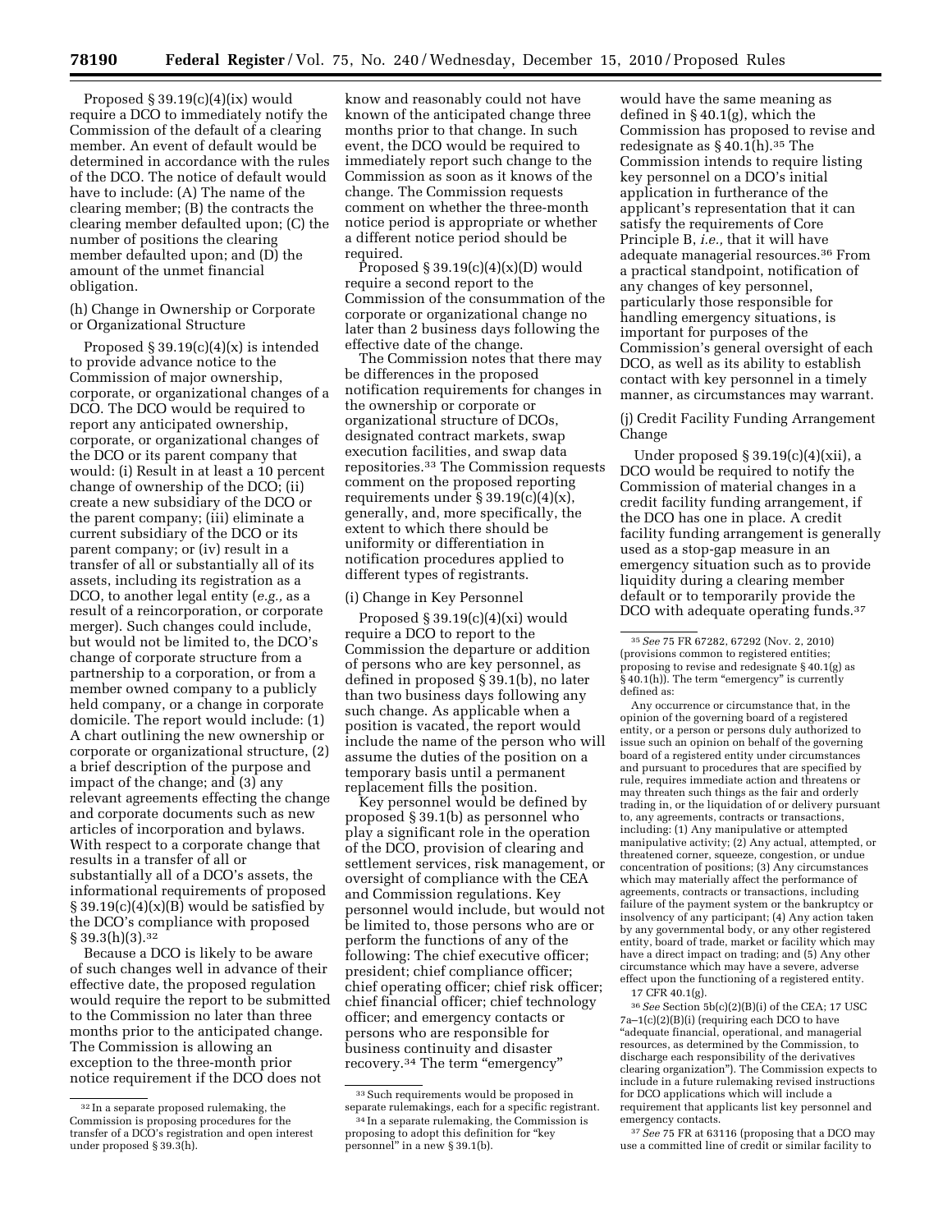Proposed § 39.19(c)(4)(ix) would require a DCO to immediately notify the Commission of the default of a clearing member. An event of default would be determined in accordance with the rules of the DCO. The notice of default would have to include: (A) The name of the clearing member; (B) the contracts the clearing member defaulted upon; (C) the number of positions the clearing member defaulted upon; and (D) the amount of the unmet financial obligation.

(h) Change in Ownership or Corporate or Organizational Structure

Proposed § 39.19(c)(4)(x) is intended to provide advance notice to the Commission of major ownership, corporate, or organizational changes of a DCO. The DCO would be required to report any anticipated ownership, corporate, or organizational changes of the DCO or its parent company that would: (i) Result in at least a 10 percent change of ownership of the DCO; (ii) create a new subsidiary of the DCO or the parent company; (iii) eliminate a current subsidiary of the DCO or its parent company; or (iv) result in a transfer of all or substantially all of its assets, including its registration as a DCO, to another legal entity (*e.g.,* as a result of a reincorporation, or corporate merger). Such changes could include, but would not be limited to, the DCO's change of corporate structure from a partnership to a corporation, or from a member owned company to a publicly held company, or a change in corporate domicile. The report would include: (1) A chart outlining the new ownership or corporate or organizational structure, (2) a brief description of the purpose and impact of the change; and (3) any relevant agreements effecting the change and corporate documents such as new articles of incorporation and bylaws. With respect to a corporate change that results in a transfer of all or substantially all of a DCO's assets, the informational requirements of proposed § 39.19(c)(4)(x)(B) would be satisfied by the DCO's compliance with proposed § 39.3(h)(3).[32]

Because a DCO is likely to be aware of such changes well in advance of their effective date, the proposed regulation would require the report to be submitted to the Commission no later than three months prior to the anticipated change. The Commission is allowing an exception to the three-month prior notice requirement if the DCO does not know and reasonably could not have known of the anticipated change three months prior to that change. In such event, the DCO would be required to immediately report such change to the Commission as soon as it knows of the change. The Commission requests comment on whether the three-month notice period is appropriate or whether a different notice period should be required.

Proposed § 39.19(c)(4)(x)(D) would require a second report to the Commission of the consummation of the corporate or organizational change no later than 2 business days following the effective date of the change.

The Commission notes that there may be differences in the proposed notification requirements for changes in the ownership or corporate or organizational structure of DCOs, designated contract markets, swap execution facilities, and swap data repositories.[33] The Commission requests comment on the proposed reporting requirements under § 39.19(c)(4)(x), generally, and, more specifically, the extent to which there should be uniformity or differentiation in notification procedures applied to different types of registrants.

(i) Change in Key Personnel

Proposed § 39.19(c)(4)(xi) would require a DCO to report to the Commission the departure or addition of persons who are key personnel, as defined in proposed § 39.1(b), no later than two business days following any such change. As applicable when a position is vacated, the report would include the name of the person who will assume the duties of the position on a temporary basis until a permanent replacement fills the position.

Key personnel would be defined by proposed § 39.1(b) as personnel who play a significant role in the operation of the DCO, provision of clearing and settlement services, risk management, or oversight of compliance with the CEA and Commission regulations. Key personnel would include, but would not be limited to, those persons who are or perform the functions of any of the following: The chief executive officer; president; chief compliance officer; chief operating officer; chief risk officer; chief financial officer; chief technology officer; and emergency contacts or persons who are responsible for business continuity and disaster recovery.[34] The term "emergency" would have the same meaning as defined in § 40.1(g), which the Commission has proposed to revise and redesignate as § 40.1(h).[35] The Commission intends to require listing key personnel on a DCO's initial application in furtherance of the applicant's representation that it can satisfy the requirements of Core Principle B, *i.e.,* that it will have adequate managerial resources.[36] From a practical standpoint, notification of any changes of key personnel, particularly those responsible for handling emergency situations, is important for purposes of the Commission's general oversight of each DCO, as well as its ability to establish contact with key personnel in a timely manner, as circumstances may warrant.

(j) Credit Facility Funding Arrangement Change

Under proposed § 39.19(c)(4)(xii), a DCO would be required to notify the Commission of material changes in a credit facility funding arrangement, if the DCO has one in place. A credit facility funding arrangement is generally used as a stop-gap measure in an emergency situation such as to provide liquidity during a clearing member default or to temporarily provide the DCO with adequate operating funds.[37]

---

[32] In a separate proposed rulemaking, the Commission is proposing procedures for the transfer of a DCO's registration and open interest under proposed § 39.3(h).

[33] Such requirements would be proposed in separate rulemakings, each for a specific registrant.

[34] In a separate rulemaking, the Commission is proposing to adopt this definition for "key personnel" in a new § 39.1(b).

[35] *See* 75 FR 67282, 67292 (Nov. 2, 2010) (provisions common to registered entities; proposing to revise and redesignate § 40.1(g) as § 40.1(h)). The term "emergency" is currently defined as:

Any occurrence or circumstance that, in the opinion of the governing board of a registered entity, or a person or persons duly authorized to issue such an opinion on behalf of the governing board of a registered entity under circumstances and pursuant to procedures that are specified by rule, requires immediate action and threatens or may threaten such things as the fair and orderly trading in, or the liquidation of or delivery pursuant to, any agreements, contracts or transactions, including: (1) Any manipulative or attempted manipulative activity; (2) Any actual, attempted, or threatened corner, squeeze, congestion, or undue concentration of positions; (3) Any circumstances which may materially affect the performance of agreements, contracts or transactions, including failure of the payment system or the bankruptcy or insolvency of any participant; (4) Any action taken by any governmental body, or any other registered entity, board of trade, market or facility which may have a direct impact on trading; and (5) Any other circumstance which may have a severe, adverse effect upon the functioning of a registered entity.

17 CFR 40.1(g).

[36] *See* Section 5b(c)(2)(B)(i) of the CEA; 17 USC 7a–1(c)(2)(B)(i) (requiring each DCO to have "adequate financial, operational, and managerial resources, as determined by the Commission, to discharge each responsibility of the derivatives clearing organization"). The Commission expects to include in a future rulemaking revised instructions for DCO applications which will include a requirement that applicants list key personnel and emergency contacts.

[37] *See* 75 FR at 63116 (proposing that a DCO may use a committed line of credit or similar facility to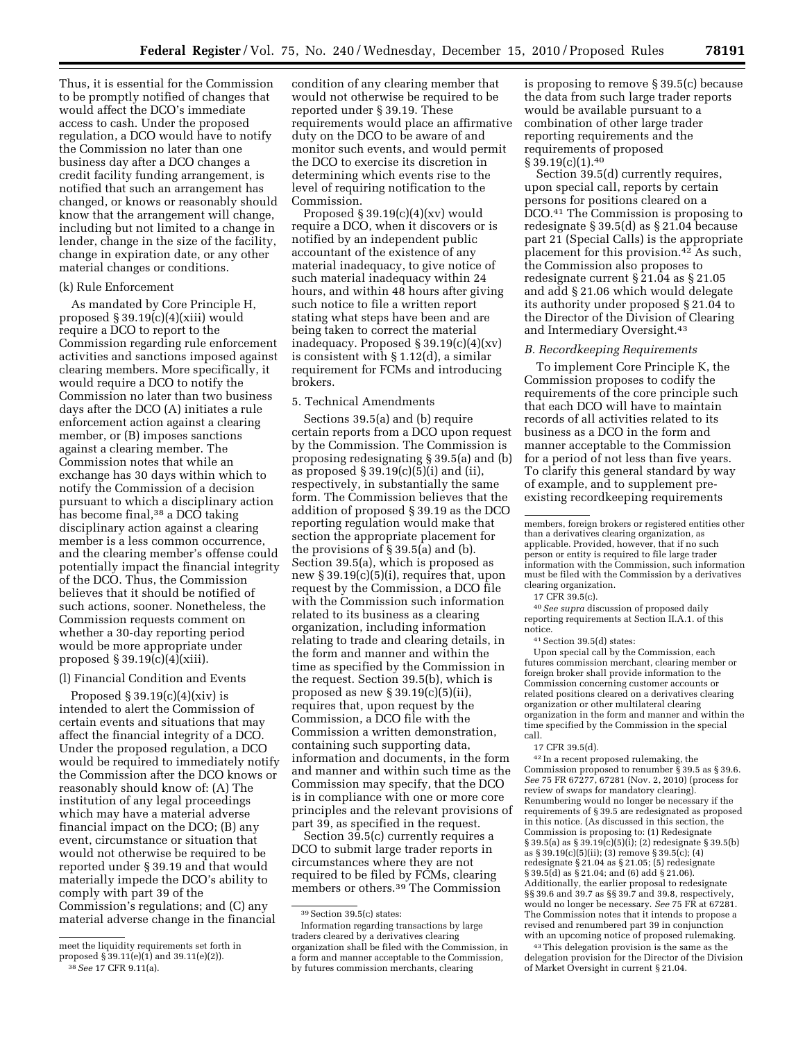Thus, it is essential for the Commission to be promptly notified of changes that would affect the DCO's immediate access to cash. Under the proposed regulation, a DCO would have to notify the Commission no later than one business day after a DCO changes a credit facility funding arrangement, is notified that such an arrangement has changed, or knows or reasonably should know that the arrangement will change, including but not limited to a change in lender, change in the size of the facility, change in expiration date, or any other material changes or conditions.

(k) Rule Enforcement

As mandated by Core Principle H, proposed § 39.19(c)(4)(xiii) would require a DCO to report to the Commission regarding rule enforcement activities and sanctions imposed against clearing members. More specifically, it would require a DCO to notify the Commission no later than two business days after the DCO (A) initiates a rule enforcement action against a clearing member, or (B) imposes sanctions against a clearing member. The Commission notes that while an exchange has 30 days within which to notify the Commission of a decision pursuant to which a disciplinary action has become final,[38] a DCO taking disciplinary action against a clearing member is a less common occurrence, and the clearing member's offense could potentially impact the financial integrity of the DCO. Thus, the Commission believes that it should be notified of such actions, sooner. Nonetheless, the Commission requests comment on whether a 30-day reporting period would be more appropriate under proposed § 39.19(c)(4)(xiii).

(l) Financial Condition and Events

Proposed § 39.19(c)(4)(xiv) is intended to alert the Commission of certain events and situations that may affect the financial integrity of a DCO. Under the proposed regulation, a DCO would be required to immediately notify the Commission after the DCO knows or reasonably should know of: (A) The institution of any legal proceedings which may have a material adverse financial impact on the DCO; (B) any event, circumstance or situation that would not otherwise be required to be reported under § 39.19 and that would materially impede the DCO's ability to comply with part 39 of the Commission's regulations; and (C) any material adverse change in the financial condition of any clearing member that would not otherwise be required to be reported under § 39.19. These requirements would place an affirmative duty on the DCO to be aware of and monitor such events, and would permit the DCO to exercise its discretion in determining which events rise to the level of requiring notification to the Commission.

Proposed § 39.19(c)(4)(xv) would require a DCO, when it discovers or is notified by an independent public accountant of the existence of any material inadequacy, to give notice of such material inadequacy within 24 hours, and within 48 hours after giving such notice to file a written report stating what steps have been and are being taken to correct the material inadequacy. Proposed § 39.19(c)(4)(xv) is consistent with § 1.12(d), a similar requirement for FCMs and introducing brokers.

5. Technical Amendments

Sections 39.5(a) and (b) require certain reports from a DCO upon request by the Commission. The Commission is proposing redesignating § 39.5(a) and (b) as proposed § 39.19(c)(5)(i) and (ii), respectively, in substantially the same form. The Commission believes that the addition of proposed § 39.19 as the DCO reporting regulation would make that section the appropriate placement for the provisions of § 39.5(a) and (b). Section 39.5(a), which is proposed as new § 39.19(c)(5)(i), requires that, upon request by the Commission, a DCO file with the Commission such information related to its business as a clearing organization, including information relating to trade and clearing details, in the form and manner and within the time as specified by the Commission in the request. Section 39.5(b), which is proposed as new § 39.19(c)(5)(ii), requires that, upon request by the Commission, a DCO file with the Commission a written demonstration, containing such supporting data, information and documents, in the form and manner and within such time as the Commission may specify, that the DCO is in compliance with one or more core principles and the relevant provisions of part 39, as specified in the request.

Section 39.5(c) currently requires a DCO to submit large trader reports in circumstances where they are not required to be filed by FCMs, clearing members or others.[39] The Commission is proposing to remove § 39.5(c) because the data from such large trader reports would be available pursuant to a combination of other large trader reporting requirements and the requirements of proposed § 39.19(c)(1).[40]

Section 39.5(d) currently requires, upon special call, reports by certain persons for positions cleared on a DCO.[41] The Commission is proposing to redesignate § 39.5(d) as § 21.04 because part 21 (Special Calls) is the appropriate placement for this provision.[42] As such, the Commission also proposes to redesignate current § 21.04 as § 21.05 and add § 21.06 which would delegate its authority under proposed § 21.04 to the Director of the Division of Clearing and Intermediary Oversight.[43]

*B. Recordkeeping Requirements*

To implement Core Principle K, the Commission proposes to codify the requirements of the core principle such that each DCO will have to maintain records of all activities related to its business as a DCO in the form and manner acceptable to the Commission for a period of not less than five years. To clarify this general standard by way of example, and to supplement pre-existing recordkeeping requirements

---

meet the liquidity requirements set forth in proposed § 39.11(e)(1) and 39.11(e)(2)).

[38] *See* 17 CFR 9.11(a).

[39] Section 39.5(c) states:

Information regarding transactions by large traders cleared by a derivatives clearing organization shall be filed with the Commission, in a form and manner acceptable to the Commission, by futures commission merchants, clearing members, foreign brokers or registered entities other than a derivatives clearing organization, as applicable. Provided, however, that if no such person or entity is required to file large trader information with the Commission, such information must be filed with the Commission by a derivatives clearing organization.

17 CFR 39.5(c).

[40] *See supra* discussion of proposed daily reporting requirements at Section II.A.1. of this notice.

[41] Section 39.5(d) states:

Upon special call by the Commission, each futures commission merchant, clearing member or foreign broker shall provide information to the Commission concerning customer accounts or related positions cleared on a derivatives clearing organization or other multilateral clearing organization in the form and manner and within the time specified by the Commission in the special call.

17 CFR 39.5(d).

[42] In a recent proposed rulemaking, the Commission proposed to renumber § 39.5 as § 39.6. *See* 75 FR 67277, 67281 (Nov. 2, 2010) (process for review of swaps for mandatory clearing). Renumbering would no longer be necessary if the requirements of § 39.5 are redesignated as proposed in this notice. (As discussed in this section, the Commission is proposing to: (1) Redesignate § 39.5(a) as § 39.19(c)(5)(i); (2) redesignate § 39.5(b) as § 39.19(c)(5)(ii); (3) remove § 39.5(c); (4) redesignate § 21.04 as § 21.05; (5) redesignate § 39.5(d) as § 21.04; and (6) add § 21.06). Additionally, the earlier proposal to redesignate §§ 39.6 and 39.7 as §§ 39.7 and 39.8, respectively, would no longer be necessary. *See* 75 FR at 67281. The Commission notes that it intends to propose a revised and renumbered part 39 in conjunction with an upcoming notice of proposed rulemaking.

[43] This delegation provision is the same as the delegation provision for the Director of the Division of Market Oversight in current § 21.04.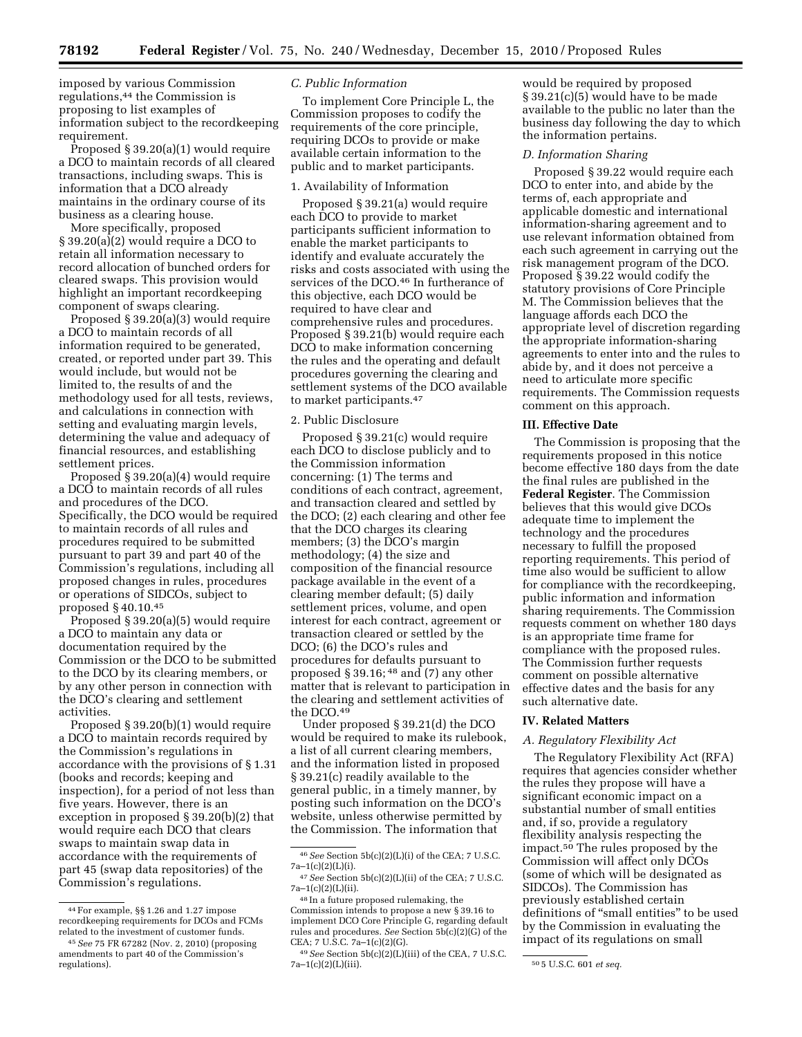imposed by various Commission regulations,[44] the Commission is proposing to list examples of information subject to the recordkeeping requirement.

Proposed § 39.20(a)(1) would require a DCO to maintain records of all cleared transactions, including swaps. This is information that a DCO already maintains in the ordinary course of its business as a clearing house.

More specifically, proposed § 39.20(a)(2) would require a DCO to retain all information necessary to record allocation of bunched orders for cleared swaps. This provision would highlight an important recordkeeping component of swaps clearing.

Proposed § 39.20(a)(3) would require a DCO to maintain records of all information required to be generated, created, or reported under part 39. This would include, but would not be limited to, the results of and the methodology used for all tests, reviews, and calculations in connection with setting and evaluating margin levels, determining the value and adequacy of financial resources, and establishing settlement prices.

Proposed § 39.20(a)(4) would require a DCO to maintain records of all rules and procedures of the DCO. Specifically, the DCO would be required to maintain records of all rules and procedures required to be submitted pursuant to part 39 and part 40 of the Commission's regulations, including all proposed changes in rules, procedures or operations of SIDCOs, subject to proposed § 40.10.[45]

Proposed § 39.20(a)(5) would require a DCO to maintain any data or documentation required by the Commission or the DCO to be submitted to the DCO by its clearing members, or by any other person in connection with the DCO's clearing and settlement activities.

Proposed § 39.20(b)(1) would require a DCO to maintain records required by the Commission's regulations in accordance with the provisions of § 1.31 (books and records; keeping and inspection), for a period of not less than five years. However, there is an exception in proposed § 39.20(b)(2) that would require each DCO that clears swaps to maintain swap data in accordance with the requirements of part 45 (swap data repositories) of the Commission's regulations.

### C. Public Information

To implement Core Principle L, the Commission proposes to codify the requirements of the core principle, requiring DCOs to provide or make available certain information to the public and to market participants.

1. Availability of Information

Proposed § 39.21(a) would require each DCO to provide to market participants sufficient information to enable the market participants to identify and evaluate accurately the risks and costs associated with using the services of the DCO.[46] In furtherance of this objective, each DCO would be required to have clear and comprehensive rules and procedures. Proposed § 39.21(b) would require each DCO to make information concerning the rules and the operating and default procedures governing the clearing and settlement systems of the DCO available to market participants.[47]

2. Public Disclosure

Proposed § 39.21(c) would require each DCO to disclose publicly and to the Commission information concerning: (1) The terms and conditions of each contract, agreement, and transaction cleared and settled by the DCO; (2) each clearing and other fee that the DCO charges its clearing members; (3) the DCO's margin methodology; (4) the size and composition of the financial resource package available in the event of a clearing member default; (5) daily settlement prices, volume, and open interest for each contract, agreement or transaction cleared or settled by the DCO; (6) the DCO's rules and procedures for defaults pursuant to proposed § 39.16; [48] and (7) any other matter that is relevant to participation in the clearing and settlement activities of the DCO.[49]

Under proposed § 39.21(d) the DCO would be required to make its rulebook, a list of all current clearing members, and the information listed in proposed § 39.21(c) readily available to the general public, in a timely manner, by posting such information on the DCO's website, unless otherwise permitted by the Commission. The information that would be required by proposed § 39.21(c)(5) would have to be made available to the public no later than the business day following the day to which the information pertains.

### D. Information Sharing

Proposed § 39.22 would require each DCO to enter into, and abide by the terms of, each appropriate and applicable domestic and international information-sharing agreement and to use relevant information obtained from each such agreement in carrying out the risk management program of the DCO. Proposed § 39.22 would codify the statutory provisions of Core Principle M. The Commission believes that the language affords each DCO the appropriate level of discretion regarding the appropriate information-sharing agreements to enter into and the rules to abide by, and it does not perceive a need to articulate more specific requirements. The Commission requests comment on this approach.

## III. Effective Date

The Commission is proposing that the requirements proposed in this notice become effective 180 days from the date the final rules are published in the **Federal Register**. The Commission believes that this would give DCOs adequate time to implement the technology and the procedures necessary to fulfill the proposed reporting requirements. This period of time also would be sufficient to allow for compliance with the recordkeeping, public information and information sharing requirements. The Commission requests comment on whether 180 days is an appropriate time frame for compliance with the proposed rules. The Commission further requests comment on possible alternative effective dates and the basis for any such alternative date.

## IV. Related Matters

### A. Regulatory Flexibility Act

The Regulatory Flexibility Act (RFA) requires that agencies consider whether the rules they propose will have a significant economic impact on a substantial number of small entities and, if so, provide a regulatory flexibility analysis respecting the impact.[50] The rules proposed by the Commission will affect only DCOs (some of which will be designated as SIDCOs). The Commission has previously established certain definitions of "small entities" to be used by the Commission in evaluating the impact of its regulations on small

---

[44] For example, §§ 1.26 and 1.27 impose recordkeeping requirements for DCOs and FCMs related to the investment of customer funds.

[45] *See* 75 FR 67282 (Nov. 2, 2010) (proposing amendments to part 40 of the Commission's regulations).

[46] *See* Section 5b(c)(2)(L)(i) of the CEA; 7 U.S.C. 7a–1(c)(2)(L)(i).

[47] *See* Section 5b(c)(2)(L)(ii) of the CEA; 7 U.S.C. 7a–1(c)(2)(L)(ii).

[48] In a future proposed rulemaking, the Commission intends to propose a new § 39.16 to implement DCO Core Principle G, regarding default rules and procedures. *See* Section 5b(c)(2)(G) of the CEA; 7 U.S.C. 7a–1(c)(2)(G).

[49] *See* Section 5b(c)(2)(L)(iii) of the CEA, 7 U.S.C. 7a–1(c)(2)(L)(iii).

[50] 5 U.S.C. 601 *et seq.*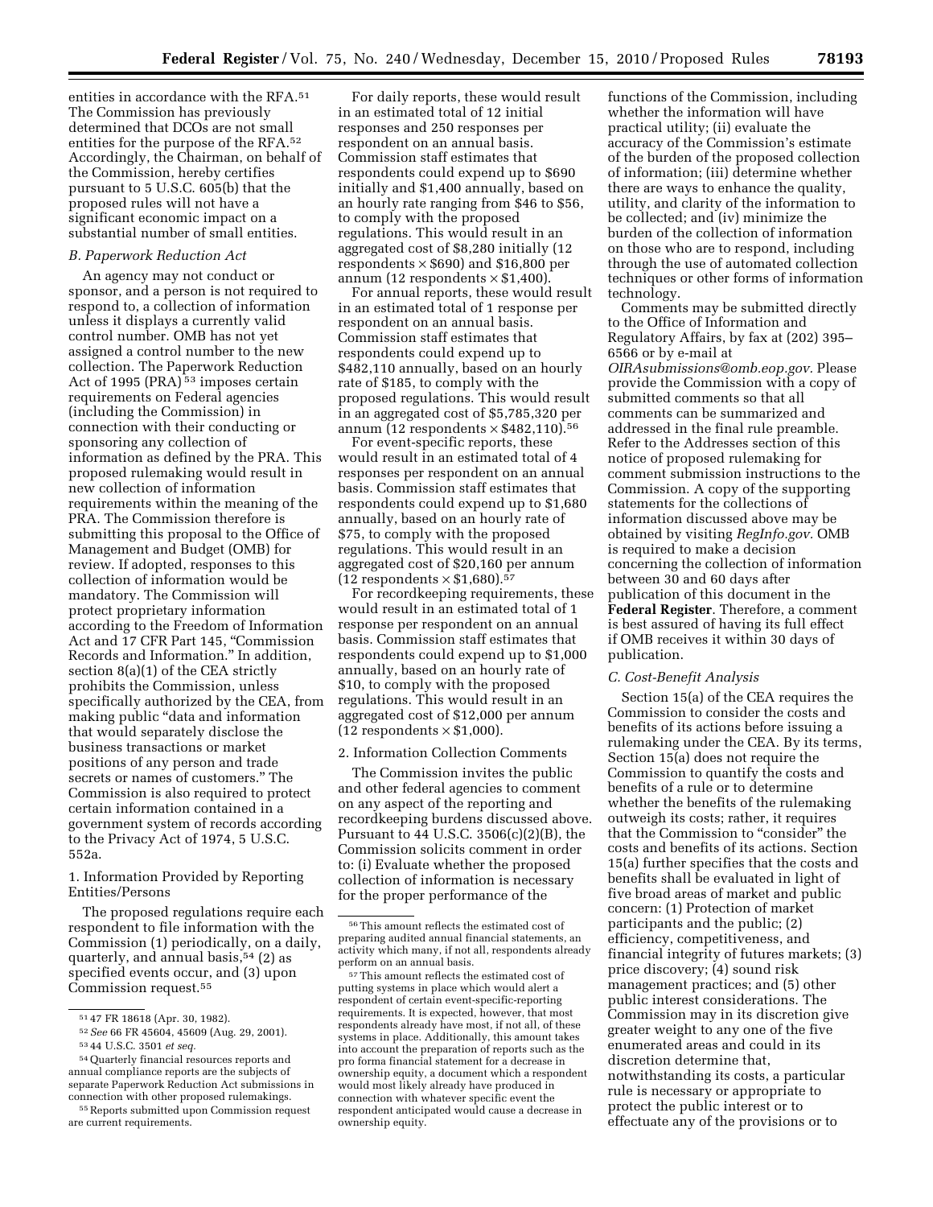entities in accordance with the RFA.[51] The Commission has previously determined that DCOs are not small entities for the purpose of the RFA.[52] Accordingly, the Chairman, on behalf of the Commission, hereby certifies pursuant to 5 U.S.C. 605(b) that the proposed rules will not have a significant economic impact on a substantial number of small entities.

### *B. Paperwork Reduction Act*

An agency may not conduct or sponsor, and a person is not required to respond to, a collection of information unless it displays a currently valid control number. OMB has not yet assigned a control number to the new collection. The Paperwork Reduction Act of 1995 (PRA)[53] imposes certain requirements on Federal agencies (including the Commission) in connection with their conducting or sponsoring any collection of information as defined by the PRA. This proposed rulemaking would result in new collection of information requirements within the meaning of the PRA. The Commission therefore is submitting this proposal to the Office of Management and Budget (OMB) for review. If adopted, responses to this collection of information would be mandatory. The Commission will protect proprietary information according to the Freedom of Information Act and 17 CFR Part 145, "Commission Records and Information." In addition, section 8(a)(1) of the CEA strictly prohibits the Commission, unless specifically authorized by the CEA, from making public "data and information that would separately disclose the business transactions or market positions of any person and trade secrets or names of customers." The Commission is also required to protect certain information contained in a government system of records according to the Privacy Act of 1974, 5 U.S.C. 552a.

#### 1. Information Provided by Reporting Entities/Persons

The proposed regulations require each respondent to file information with the Commission (1) periodically, on a daily, quarterly, and annual basis,[54] (2) as specified events occur, and (3) upon Commission request.[55]

For daily reports, these would result in an estimated total of 12 initial responses and 250 responses per respondent on an annual basis. Commission staff estimates that respondents could expend up to $690 initially and $1,400 annually, based on an hourly rate ranging from $46 to $56, to comply with the proposed regulations. This would result in an aggregated cost of $8,280 initially (12 respondents × $690) and $16,800 per annum (12 respondents × $1,400).

For annual reports, these would result in an estimated total of 1 response per respondent on an annual basis. Commission staff estimates that respondents could expend up to $482,110 annually, based on an hourly rate of $185, to comply with the proposed regulations. This would result in an aggregated cost of $5,785,320 per annum (12 respondents × $482,110).[56]

For event-specific reports, these would result in an estimated total of 4 responses per respondent on an annual basis. Commission staff estimates that respondents could expend up to $1,680 annually, based on an hourly rate of $75, to comply with the proposed regulations. This would result in an aggregated cost of $20,160 per annum (12 respondents × $1,680).[57]

For recordkeeping requirements, these would result in an estimated total of 1 response per respondent on an annual basis. Commission staff estimates that respondents could expend up to $1,000 annually, based on an hourly rate of $10, to comply with the proposed regulations. This would result in an aggregated cost of $12,000 per annum (12 respondents × $1,000).

#### 2. Information Collection Comments

The Commission invites the public and other federal agencies to comment on any aspect of the reporting and recordkeeping burdens discussed above. Pursuant to 44 U.S.C. 3506(c)(2)(B), the Commission solicits comment in order to: (i) Evaluate whether the proposed collection of information is necessary for the proper performance of the functions of the Commission, including whether the information will have practical utility; (ii) evaluate the accuracy of the Commission's estimate of the burden of the proposed collection of information; (iii) determine whether there are ways to enhance the quality, utility, and clarity of the information to be collected; and (iv) minimize the burden of the collection of information on those who are to respond, including through the use of automated collection techniques or other forms of information technology.

Comments may be submitted directly to the Office of Information and Regulatory Affairs, by fax at (202) 395–6566 or by e-mail at *OIRAsubmissions@omb.eop.gov.* Please provide the Commission with a copy of submitted comments so that all comments can be summarized and addressed in the final rule preamble. Refer to the Addresses section of this notice of proposed rulemaking for comment submission instructions to the Commission. A copy of the supporting statements for the collections of information discussed above may be obtained by visiting *RegInfo.gov.* OMB is required to make a decision concerning the collection of information between 30 and 60 days after publication of this document in the **Federal Register**. Therefore, a comment is best assured of having its full effect if OMB receives it within 30 days of publication.

### *C. Cost-Benefit Analysis*

Section 15(a) of the CEA requires the Commission to consider the costs and benefits of its actions before issuing a rulemaking under the CEA. By its terms, Section 15(a) does not require the Commission to quantify the costs and benefits of a rule or to determine whether the benefits of the rulemaking outweigh its costs; rather, it requires that the Commission to "consider" the costs and benefits of its actions. Section 15(a) further specifies that the costs and benefits shall be evaluated in light of five broad areas of market and public concern: (1) Protection of market participants and the public; (2) efficiency, competitiveness, and financial integrity of futures markets; (3) price discovery; (4) sound risk management practices; and (5) other public interest considerations. The Commission may in its discretion give greater weight to any one of the five enumerated areas and could in its discretion determine that, notwithstanding its costs, a particular rule is necessary or appropriate to protect the public interest or to effectuate any of the provisions or to

---

[51] 47 FR 18618 (Apr. 30, 1982).

[52] *See* 66 FR 45604, 45609 (Aug. 29, 2001).

[53] 44 U.S.C. 3501 *et seq.*

[54] Quarterly financial resources reports and annual compliance reports are the subjects of separate Paperwork Reduction Act submissions in connection with other proposed rulemakings.

[55] Reports submitted upon Commission request are current requirements.

[56] This amount reflects the estimated cost of preparing audited annual financial statements, an activity which many, if not all, respondents already perform on an annual basis.

[57] This amount reflects the estimated cost of putting systems in place which would alert a respondent of certain event-specific-reporting requirements. It is expected, however, that most respondents already have most, if not all, of these systems in place. Additionally, this amount takes into account the preparation of reports such as the pro forma financial statement for a decrease in ownership equity, a document which a respondent would most likely already have produced in connection with whatever specific event the respondent anticipated would cause a decrease in ownership equity.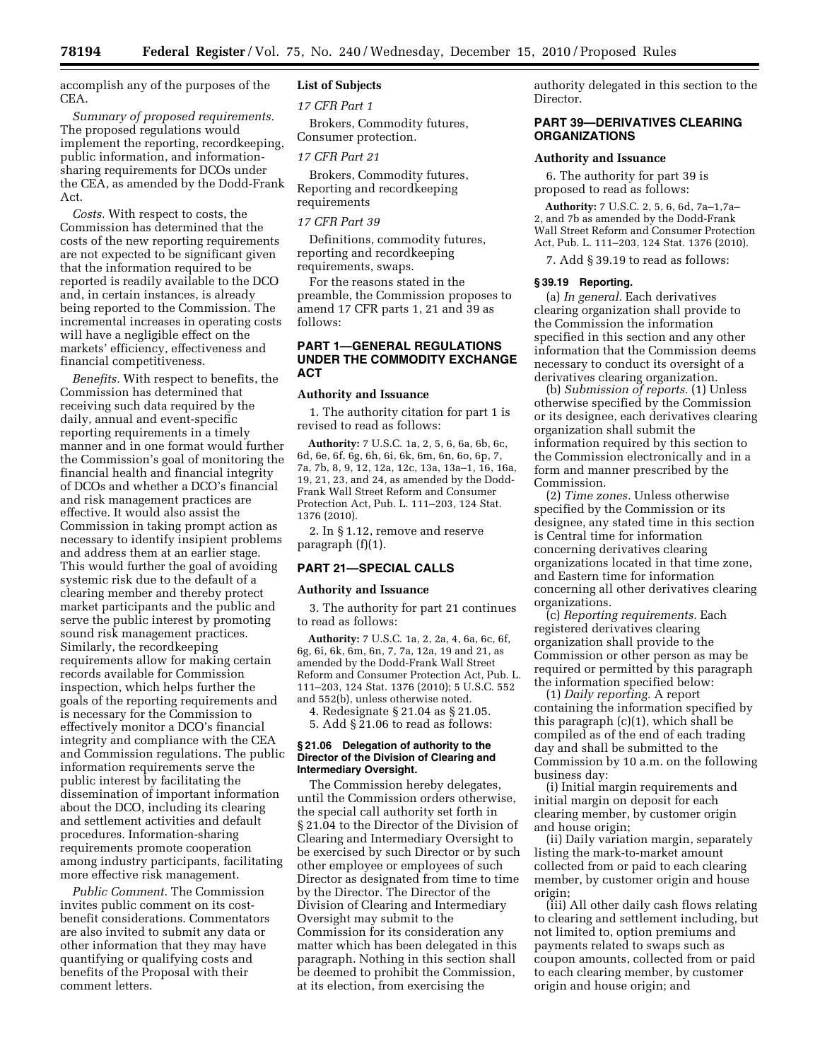accomplish any of the purposes of the CEA.

*Summary of proposed requirements.* The proposed regulations would implement the reporting, recordkeeping, public information, and information-sharing requirements for DCOs under the CEA, as amended by the Dodd-Frank Act.

*Costs.* With respect to costs, the Commission has determined that the costs of the new reporting requirements are not expected to be significant given that the information required to be reported is readily available to the DCO and, in certain instances, is already being reported to the Commission. The incremental increases in operating costs will have a negligible effect on the markets' efficiency, effectiveness and financial competitiveness.

*Benefits.* With respect to benefits, the Commission has determined that receiving such data required by the daily, annual and event-specific reporting requirements in a timely manner and in one format would further the Commission's goal of monitoring the financial health and financial integrity of DCOs and whether a DCO's financial and risk management practices are effective. It would also assist the Commission in taking prompt action as necessary to identify insipient problems and address them at an earlier stage. This would further the goal of avoiding systemic risk due to the default of a clearing member and thereby protect market participants and the public and serve the public interest by promoting sound risk management practices. Similarly, the recordkeeping requirements allow for making certain records available for Commission inspection, which helps further the goals of the reporting requirements and is necessary for the Commission to effectively monitor a DCO's financial integrity and compliance with the CEA and Commission regulations. The public information requirements serve the public interest by facilitating the dissemination of important information about the DCO, including its clearing and settlement activities and default procedures. Information-sharing requirements promote cooperation among industry participants, facilitating more effective risk management.

*Public Comment.* The Commission invites public comment on its cost-benefit considerations. Commentators are also invited to submit any data or other information that they may have quantifying or qualifying costs and benefits of the Proposal with their comment letters.

## List of Subjects

*17 CFR Part 1*

Brokers, Commodity futures, Consumer protection.

*17 CFR Part 21*

Brokers, Commodity futures, Reporting and recordkeeping requirements

*17 CFR Part 39*

Definitions, commodity futures, reporting and recordkeeping requirements, swaps.

For the reasons stated in the preamble, the Commission proposes to amend 17 CFR parts 1, 21 and 39 as follows:

## PART 1—GENERAL REGULATIONS UNDER THE COMMODITY EXCHANGE ACT

### Authority and Issuance

1. The authority citation for part 1 is revised to read as follows:

**Authority:** 7 U.S.C. 1a, 2, 5, 6, 6a, 6b, 6c, 6d, 6e, 6f, 6g, 6h, 6i, 6k, 6m, 6n, 6o, 6p, 7, 7a, 7b, 8, 9, 12, 12a, 12c, 13a, 13a–1, 16, 16a, 19, 21, 23, and 24, as amended by the Dodd-Frank Wall Street Reform and Consumer Protection Act, Pub. L. 111–203, 124 Stat. 1376 (2010).

2. In § 1.12, remove and reserve paragraph (f)(1).

## PART 21—SPECIAL CALLS

### Authority and Issuance

3. The authority for part 21 continues to read as follows:

**Authority:** 7 U.S.C. 1a, 2, 2a, 4, 6a, 6c, 6f, 6g, 6i, 6k, 6m, 6n, 7, 7a, 12a, 19 and 21, as amended by the Dodd-Frank Wall Street Reform and Consumer Protection Act, Pub. L. 111–203, 124 Stat. 1376 (2010); 5 U.S.C. 552 and 552(b), unless otherwise noted.

4. Redesignate § 21.04 as § 21.05.

5. Add § 21.06 to read as follows:

#### § 21.06 Delegation of authority to the Director of the Division of Clearing and Intermediary Oversight.

The Commission hereby delegates, until the Commission orders otherwise, the special call authority set forth in § 21.04 to the Director of the Division of Clearing and Intermediary Oversight to be exercised by such Director or by such other employee or employees of such Director as designated from time to time by the Director. The Director of the Division of Clearing and Intermediary Oversight may submit to the Commission for its consideration any matter which has been delegated in this paragraph. Nothing in this section shall be deemed to prohibit the Commission, at its election, from exercising the authority delegated in this section to the Director.

## PART 39—DERIVATIVES CLEARING ORGANIZATIONS

### Authority and Issuance

6. The authority for part 39 is proposed to read as follows:

**Authority:** 7 U.S.C. 2, 5, 6, 6d, 7a–1,7a–2, and 7b as amended by the Dodd-Frank Wall Street Reform and Consumer Protection Act, Pub. L. 111–203, 124 Stat. 1376 (2010).

7. Add § 39.19 to read as follows:

#### § 39.19 Reporting.

(a) *In general.* Each derivatives clearing organization shall provide to the Commission the information specified in this section and any other information that the Commission deems necessary to conduct its oversight of a derivatives clearing organization.

(b) *Submission of reports.* (1) Unless otherwise specified by the Commission or its designee, each derivatives clearing organization shall submit the information required by this section to the Commission electronically and in a form and manner prescribed by the Commission.

(2) *Time zones.* Unless otherwise specified by the Commission or its designee, any stated time in this section is Central time for information concerning derivatives clearing organizations located in that time zone, and Eastern time for information concerning all other derivatives clearing organizations.

(c) *Reporting requirements.* Each registered derivatives clearing organization shall provide to the Commission or other person as may be required or permitted by this paragraph the information specified below:

(1) *Daily reporting.* A report containing the information specified by this paragraph (c)(1), which shall be compiled as of the end of each trading day and shall be submitted to the Commission by 10 a.m. on the following business day:

(i) Initial margin requirements and initial margin on deposit for each clearing member, by customer origin and house origin;

(ii) Daily variation margin, separately listing the mark-to-market amount collected from or paid to each clearing member, by customer origin and house origin;

(iii) All other daily cash flows relating to clearing and settlement including, but not limited to, option premiums and payments related to swaps such as coupon amounts, collected from or paid to each clearing member, by customer origin and house origin; and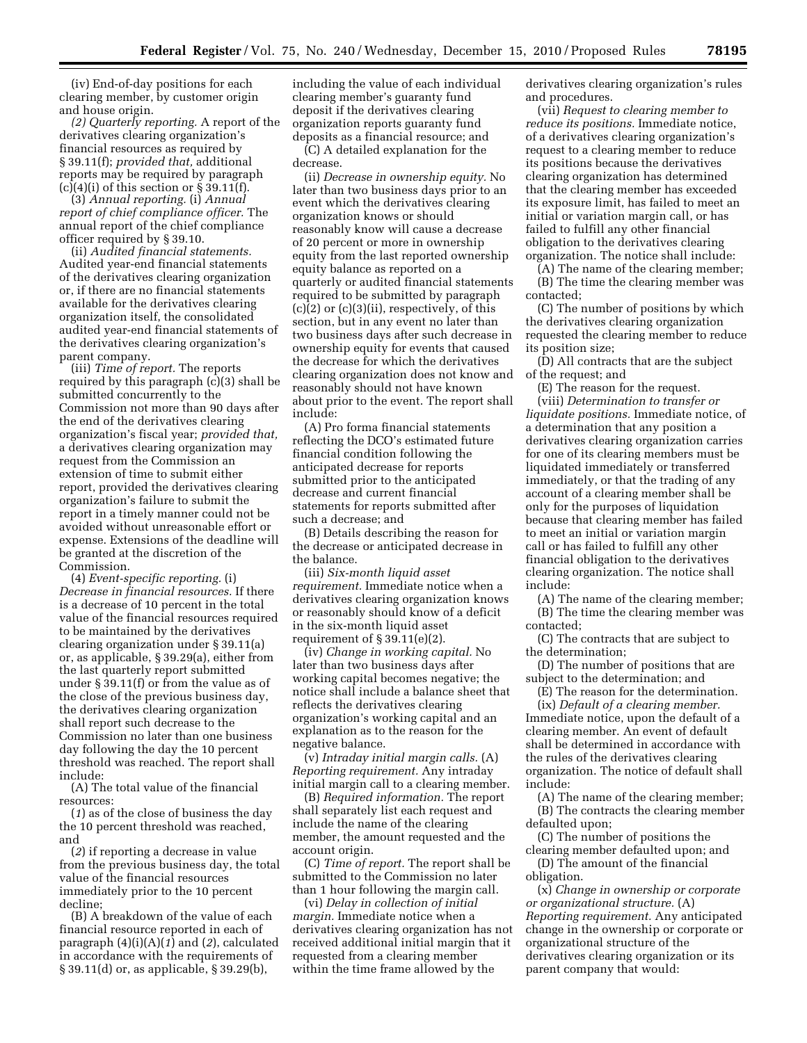(iv) End-of-day positions for each clearing member, by customer origin and house origin.

*(2) Quarterly reporting.* A report of the derivatives clearing organization's financial resources as required by § 39.11(f); *provided that,* additional reports may be required by paragraph (c)(4)(i) of this section or § 39.11(f).

(3) *Annual reporting.* (i) *Annual report of chief compliance officer.* The annual report of the chief compliance officer required by § 39.10.

(ii) *Audited financial statements.* Audited year-end financial statements of the derivatives clearing organization or, if there are no financial statements available for the derivatives clearing organization itself, the consolidated audited year-end financial statements of the derivatives clearing organization's parent company.

(iii) *Time of report.* The reports required by this paragraph (c)(3) shall be submitted concurrently to the Commission not more than 90 days after the end of the derivatives clearing organization's fiscal year; *provided that,* a derivatives clearing organization may request from the Commission an extension of time to submit either report, provided the derivatives clearing organization's failure to submit the report in a timely manner could not be avoided without unreasonable effort or expense. Extensions of the deadline will be granted at the discretion of the Commission.

(4) *Event-specific reporting.* (i) *Decrease in financial resources.* If there is a decrease of 10 percent in the total value of the financial resources required to be maintained by the derivatives clearing organization under § 39.11(a) or, as applicable, § 39.29(a), either from the last quarterly report submitted under § 39.11(f) or from the value as of the close of the previous business day, the derivatives clearing organization shall report such decrease to the Commission no later than one business day following the day the 10 percent threshold was reached. The report shall include:

(A) The total value of the financial resources:

(*1*) as of the close of business the day the 10 percent threshold was reached, and

(*2*) if reporting a decrease in value from the previous business day, the total value of the financial resources immediately prior to the 10 percent decline;

(B) A breakdown of the value of each financial resource reported in each of paragraph (4)(i)(A)(*1*) and (*2*), calculated in accordance with the requirements of § 39.11(d) or, as applicable, § 39.29(b), including the value of each individual clearing member's guaranty fund deposit if the derivatives clearing organization reports guaranty fund deposits as a financial resource; and

(C) A detailed explanation for the decrease.

(ii) *Decrease in ownership equity.* No later than two business days prior to an event which the derivatives clearing organization knows or should reasonably know will cause a decrease of 20 percent or more in ownership equity from the last reported ownership equity balance as reported on a quarterly or audited financial statements required to be submitted by paragraph (c)(2) or (c)(3)(ii), respectively, of this section, but in any event no later than two business days after such decrease in ownership equity for events that caused the decrease for which the derivatives clearing organization does not know and reasonably should not have known about prior to the event. The report shall include:

(A) Pro forma financial statements reflecting the DCO's estimated future financial condition following the anticipated decrease for reports submitted prior to the anticipated decrease and current financial statements for reports submitted after such a decrease; and

(B) Details describing the reason for the decrease or anticipated decrease in the balance.

(iii) *Six-month liquid asset requirement.* Immediate notice when a derivatives clearing organization knows or reasonably should know of a deficit in the six-month liquid asset requirement of § 39.11(e)(2).

(iv) *Change in working capital.* No later than two business days after working capital becomes negative; the notice shall include a balance sheet that reflects the derivatives clearing organization's working capital and an explanation as to the reason for the negative balance.

(v) *Intraday initial margin calls.* (A) *Reporting requirement.* Any intraday initial margin call to a clearing member.

(B) *Required information.* The report shall separately list each request and include the name of the clearing member, the amount requested and the account origin.

(C) *Time of report.* The report shall be submitted to the Commission no later than 1 hour following the margin call.

(vi) *Delay in collection of initial margin.* Immediate notice when a derivatives clearing organization has not received additional initial margin that it requested from a clearing member within the time frame allowed by the derivatives clearing organization's rules and procedures.

(vii) *Request to clearing member to reduce its positions.* Immediate notice, of a derivatives clearing organization's request to a clearing member to reduce its positions because the derivatives clearing organization has determined that the clearing member has exceeded its exposure limit, has failed to meet an initial or variation margin call, or has failed to fulfill any other financial obligation to the derivatives clearing organization. The notice shall include:

(A) The name of the clearing member;

(B) The time the clearing member was contacted;

(C) The number of positions by which the derivatives clearing organization requested the clearing member to reduce its position size;

(D) All contracts that are the subject of the request; and

(E) The reason for the request.

(viii) *Determination to transfer or liquidate positions.* Immediate notice, of a determination that any position a derivatives clearing organization carries for one of its clearing members must be liquidated immediately or transferred immediately, or that the trading of any account of a clearing member shall be only for the purposes of liquidation because that clearing member has failed to meet an initial or variation margin call or has failed to fulfill any other financial obligation to the derivatives clearing organization. The notice shall include:

(A) The name of the clearing member;

(B) The time the clearing member was contacted;

(C) The contracts that are subject to the determination;

(D) The number of positions that are subject to the determination; and

(E) The reason for the determination.

(ix) *Default of a clearing member.* Immediate notice, upon the default of a clearing member. An event of default shall be determined in accordance with the rules of the derivatives clearing organization. The notice of default shall include:

(A) The name of the clearing member;

(B) The contracts the clearing member defaulted upon;

(C) The number of positions the clearing member defaulted upon; and

(D) The amount of the financial obligation.

(x) *Change in ownership or corporate or organizational structure.* (A) *Reporting requirement.* Any anticipated change in the ownership or corporate or organizational structure of the derivatives clearing organization or its parent company that would: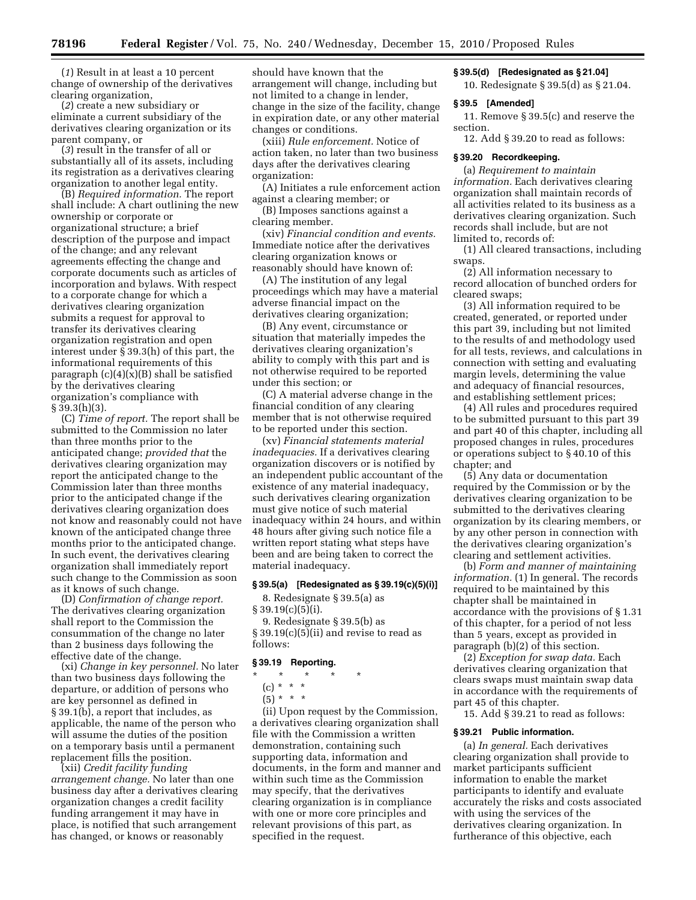(*1*) Result in at least a 10 percent change of ownership of the derivatives clearing organization,

(*2*) create a new subsidiary or eliminate a current subsidiary of the derivatives clearing organization or its parent company, or

(*3*) result in the transfer of all or substantially all of its assets, including its registration as a derivatives clearing organization to another legal entity.

(B) *Required information.* The report shall include: A chart outlining the new ownership or corporate or organizational structure; a brief description of the purpose and impact of the change; and any relevant agreements effecting the change and corporate documents such as articles of incorporation and bylaws. With respect to a corporate change for which a derivatives clearing organization submits a request for approval to transfer its derivatives clearing organization registration and open interest under § 39.3(h) of this part, the informational requirements of this paragraph (c)(4)(x)(B) shall be satisfied by the derivatives clearing organization's compliance with § 39.3(h)(3).

(C) *Time of report.* The report shall be submitted to the Commission no later than three months prior to the anticipated change; *provided that* the derivatives clearing organization may report the anticipated change to the Commission later than three months prior to the anticipated change if the derivatives clearing organization does not know and reasonably could not have known of the anticipated change three months prior to the anticipated change. In such event, the derivatives clearing organization shall immediately report such change to the Commission as soon as it knows of such change.

(D) *Confirmation of change report.* The derivatives clearing organization shall report to the Commission the consummation of the change no later than 2 business days following the effective date of the change.

(xi) *Change in key personnel.* No later than two business days following the departure, or addition of persons who are key personnel as defined in § 39.1(b), a report that includes, as applicable, the name of the person who will assume the duties of the position on a temporary basis until a permanent replacement fills the position.

(xii) *Credit facility funding arrangement change.* No later than one business day after a derivatives clearing organization changes a credit facility funding arrangement it may have in place, is notified that such arrangement has changed, or knows or reasonably should have known that the arrangement will change, including but not limited to a change in lender, change in the size of the facility, change in expiration date, or any other material changes or conditions.

(xiii) *Rule enforcement.* Notice of action taken, no later than two business days after the derivatives clearing organization:

(A) Initiates a rule enforcement action against a clearing member; or

(B) Imposes sanctions against a clearing member.

(xiv) *Financial condition and events.* Immediate notice after the derivatives clearing organization knows or reasonably should have known of:

(A) The institution of any legal proceedings which may have a material adverse financial impact on the derivatives clearing organization;

(B) Any event, circumstance or situation that materially impedes the derivatives clearing organization's ability to comply with this part and is not otherwise required to be reported under this section; or

(C) A material adverse change in the financial condition of any clearing member that is not otherwise required to be reported under this section.

(xv) *Financial statements material inadequacies.* If a derivatives clearing organization discovers or is notified by an independent public accountant of the existence of any material inadequacy, such derivatives clearing organization must give notice of such material inadequacy within 24 hours, and within 48 hours after giving such notice file a written report stating what steps have been and are being taken to correct the material inadequacy.

### § 39.5(a) [Redesignated as § 39.19(c)(5)(i)]

8. Redesignate § 39.5(a) as § 39.19(c)(5)(i).

9. Redesignate § 39.5(b) as § 39.19(c)(5)(ii) and revise to read as follows:

### § 39.19 Reporting.

\* \* \* \* \*

(c) \* \* \*

(5) \* \* \*

(ii) Upon request by the Commission, a derivatives clearing organization shall file with the Commission a written demonstration, containing such supporting data, information and documents, in the form and manner and within such time as the Commission may specify, that the derivatives clearing organization is in compliance with one or more core principles and relevant provisions of this part, as specified in the request.

### § 39.5(d) [Redesignated as § 21.04]

10. Redesignate § 39.5(d) as § 21.04.

### § 39.5 [Amended]

11. Remove § 39.5(c) and reserve the section.

12. Add § 39.20 to read as follows:

### § 39.20 Recordkeeping.

(a) *Requirement to maintain information.* Each derivatives clearing organization shall maintain records of all activities related to its business as a derivatives clearing organization. Such records shall include, but are not limited to, records of:

(1) All cleared transactions, including swaps.

(2) All information necessary to record allocation of bunched orders for cleared swaps;

(3) All information required to be created, generated, or reported under this part 39, including but not limited to the results of and methodology used for all tests, reviews, and calculations in connection with setting and evaluating margin levels, determining the value and adequacy of financial resources, and establishing settlement prices;

(4) All rules and procedures required to be submitted pursuant to this part 39 and part 40 of this chapter, including all proposed changes in rules, procedures or operations subject to § 40.10 of this chapter; and

(5) Any data or documentation required by the Commission or by the derivatives clearing organization to be submitted to the derivatives clearing organization by its clearing members, or by any other person in connection with the derivatives clearing organization's clearing and settlement activities.

(b) *Form and manner of maintaining information.* (1) In general. The records required to be maintained by this chapter shall be maintained in accordance with the provisions of § 1.31 of this chapter, for a period of not less than 5 years, except as provided in paragraph (b)(2) of this section.

(2) *Exception for swap data.* Each derivatives clearing organization that clears swaps must maintain swap data in accordance with the requirements of part 45 of this chapter.

15. Add § 39.21 to read as follows:

### § 39.21 Public information.

(a) *In general.* Each derivatives clearing organization shall provide to market participants sufficient information to enable the market participants to identify and evaluate accurately the risks and costs associated with using the services of the derivatives clearing organization. In furtherance of this objective, each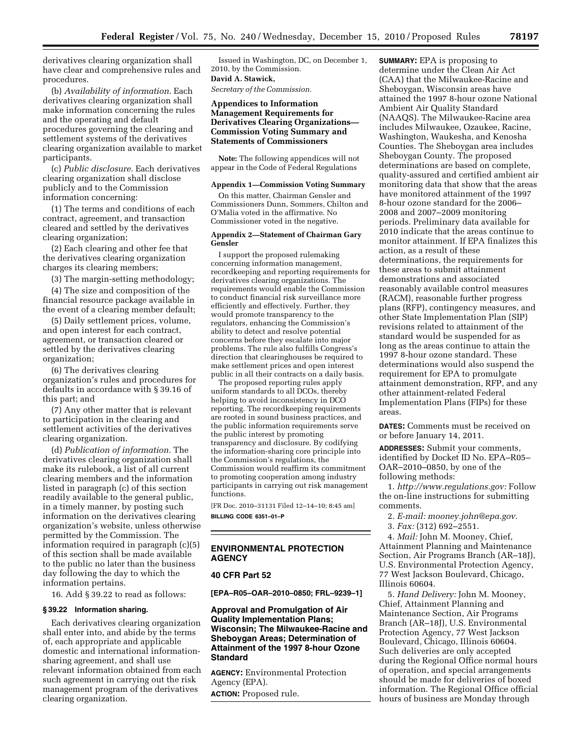derivatives clearing organization shall have clear and comprehensive rules and procedures.

(b) *Availability of information.* Each derivatives clearing organization shall make information concerning the rules and the operating and default procedures governing the clearing and settlement systems of the derivatives clearing organization available to market participants.

(c) *Public disclosure.* Each derivatives clearing organization shall disclose publicly and to the Commission information concerning:

(1) The terms and conditions of each contract, agreement, and transaction cleared and settled by the derivatives clearing organization;

(2) Each clearing and other fee that the derivatives clearing organization charges its clearing members;

(3) The margin-setting methodology;

(4) The size and composition of the financial resource package available in the event of a clearing member default;

(5) Daily settlement prices, volume, and open interest for each contract, agreement, or transaction cleared or settled by the derivatives clearing organization;

(6) The derivatives clearing organization's rules and procedures for defaults in accordance with § 39.16 of this part; and

(7) Any other matter that is relevant to participation in the clearing and settlement activities of the derivatives clearing organization.

(d) *Publication of information.* The derivatives clearing organization shall make its rulebook, a list of all current clearing members and the information listed in paragraph (c) of this section readily available to the general public, in a timely manner, by posting such information on the derivatives clearing organization's website, unless otherwise permitted by the Commission. The information required in paragraph (c)(5) of this section shall be made available to the public no later than the business day following the day to which the information pertains.

16. Add § 39.22 to read as follows:

**§ 39.22 Information sharing.**

Each derivatives clearing organization shall enter into, and abide by the terms of, each appropriate and applicable domestic and international information-sharing agreement, and shall use relevant information obtained from each such agreement in carrying out the risk management program of the derivatives clearing organization.

Issued in Washington, DC, on December 1, 2010, by the Commission.

**David A. Stawick,**

*Secretary of the Commission.*

### Appendices to Information Management Requirements for Derivatives Clearing Organizations—Commission Voting Summary and Statements of Commissioners

**Note:** The following appendices will not appear in the Code of Federal Regulations

#### Appendix 1—Commission Voting Summary

On this matter, Chairman Gensler and Commissioners Dunn, Sommers, Chilton and O'Malia voted in the affirmative. No Commissioner voted in the negative.

#### Appendix 2—Statement of Chairman Gary Gensler

I support the proposed rulemaking concerning information management, recordkeeping and reporting requirements for derivatives clearing organizations. The requirements would enable the Commission to conduct financial risk surveillance more efficiently and effectively. Further, they would promote transparency to the regulators, enhancing the Commission's ability to detect and resolve potential concerns before they escalate into major problems. The rule also fulfills Congress's direction that clearinghouses be required to make settlement prices and open interest public in all their contracts on a daily basis.

The proposed reporting rules apply uniform standards to all DCOs, thereby helping to avoid inconsistency in DCO reporting. The recordkeeping requirements are rooted in sound business practices, and the public information requirements serve the public interest by promoting transparency and disclosure. By codifying the information-sharing core principle into the Commission's regulations, the Commission would reaffirm its commitment to promoting cooperation among industry participants in carrying out risk management functions.

[FR Doc. 2010–31131 Filed 12–14–10; 8:45 am]

**BILLING CODE 6351–01–P**

## ENVIRONMENTAL PROTECTION AGENCY

### 40 CFR Part 52

**[EPA–R05–OAR–2010–0850; FRL–9239–1]**

### Approval and Promulgation of Air Quality Implementation Plans; Wisconsin; The Milwaukee-Racine and Sheboygan Areas; Determination of Attainment of the 1997 8-hour Ozone Standard

**AGENCY:** Environmental Protection Agency (EPA).

**ACTION:** Proposed rule.

**SUMMARY:** EPA is proposing to determine under the Clean Air Act (CAA) that the Milwaukee-Racine and Sheboygan, Wisconsin areas have attained the 1997 8-hour ozone National Ambient Air Quality Standard (NAAQS). The Milwaukee-Racine area includes Milwaukee, Ozaukee, Racine, Washington, Waukesha, and Kenosha Counties. The Sheboygan area includes Sheboygan County. The proposed determinations are based on complete, quality-assured and certified ambient air monitoring data that show that the areas have monitored attainment of the 1997 8-hour ozone standard for the 2006–2008 and 2007–2009 monitoring periods. Preliminary data available for 2010 indicate that the areas continue to monitor attainment. If EPA finalizes this action, as a result of these determinations, the requirements for these areas to submit attainment demonstrations and associated reasonably available control measures (RACM), reasonable further progress plans (RFP), contingency measures, and other State Implementation Plan (SIP) revisions related to attainment of the standard would be suspended for as long as the areas continue to attain the 1997 8-hour ozone standard. These determinations would also suspend the requirement for EPA to promulgate attainment demonstration, RFP, and any other attainment-related Federal Implementation Plans (FIPs) for these areas.

**DATES:** Comments must be received on or before January 14, 2011.

**ADDRESSES:** Submit your comments, identified by Docket ID No. EPA–R05–OAR–2010–0850, by one of the following methods:

1. *http://www.regulations.gov:* Follow the on-line instructions for submitting comments.

2. *E-mail: mooney.john@epa.gov.*

3. *Fax:* (312) 692–2551.

4. *Mail:* John M. Mooney, Chief, Attainment Planning and Maintenance Section, Air Programs Branch (AR–18J), U.S. Environmental Protection Agency, 77 West Jackson Boulevard, Chicago, Illinois 60604.

5. *Hand Delivery:* John M. Mooney, Chief, Attainment Planning and Maintenance Section, Air Programs Branch (AR–18J), U.S. Environmental Protection Agency, 77 West Jackson Boulevard, Chicago, Illinois 60604. Such deliveries are only accepted during the Regional Office normal hours of operation, and special arrangements should be made for deliveries of boxed information. The Regional Office official hours of business are Monday through